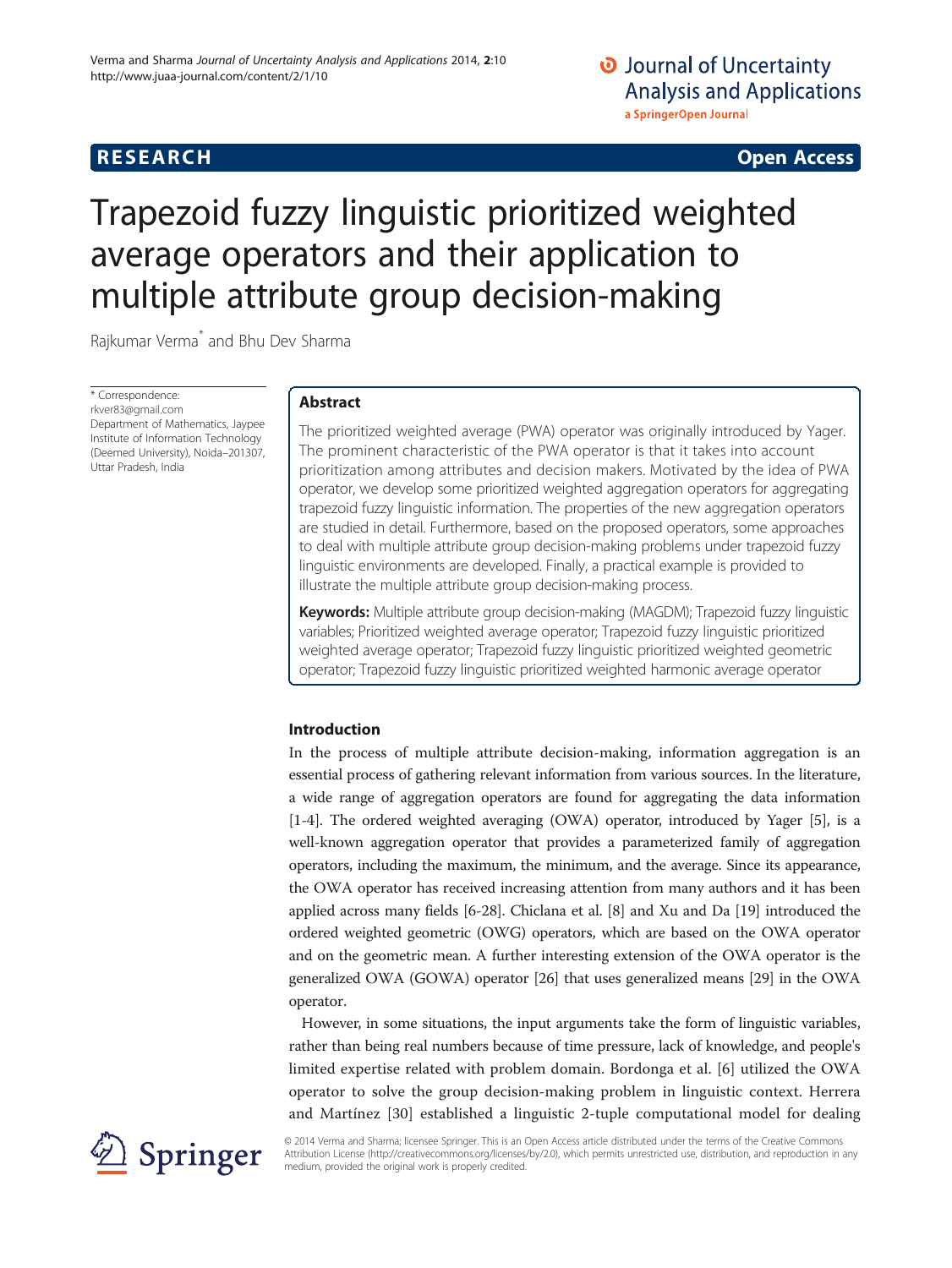RESEARCH Open Access

# Trapezoid fuzzy linguistic prioritized weighted average operators and their application to multiple attribute group decision-making

Rajkumar Verma* and Bhu Dev Sharma

* Correspondence: rkver83@gmail.com
Department of Mathematics, Jaypee Institute of Information Technology (Deemed University), Noida–201307, Uttar Pradesh, India

## Abstract

The prioritized weighted average (PWA) operator was originally introduced by Yager. The prominent characteristic of the PWA operator is that it takes into account prioritization among attributes and decision makers. Motivated by the idea of PWA operator, we develop some prioritized weighted aggregation operators for aggregating trapezoid fuzzy linguistic information. The properties of the new aggregation operators are studied in detail. Furthermore, based on the proposed operators, some approaches to deal with multiple attribute group decision-making problems under trapezoid fuzzy linguistic environments are developed. Finally, a practical example is provided to illustrate the multiple attribute group decision-making process.

**Keywords:** Multiple attribute group decision-making (MAGDM); Trapezoid fuzzy linguistic variables; Prioritized weighted average operator; Trapezoid fuzzy linguistic prioritized weighted average operator; Trapezoid fuzzy linguistic prioritized weighted geometric operator; Trapezoid fuzzy linguistic prioritized weighted harmonic average operator

## Introduction

In the process of multiple attribute decision-making, information aggregation is an essential process of gathering relevant information from various sources. In the literature, a wide range of aggregation operators are found for aggregating the data information [1-4]. The ordered weighted averaging (OWA) operator, introduced by Yager [5], is a well-known aggregation operator that provides a parameterized family of aggregation operators, including the maximum, the minimum, and the average. Since its appearance, the OWA operator has received increasing attention from many authors and it has been applied across many fields [6-28]. Chiclana et al. [8] and Xu and Da [19] introduced the ordered weighted geometric (OWG) operators, which are based on the OWA operator and on the geometric mean. A further interesting extension of the OWA operator is the generalized OWA (GOWA) operator [26] that uses generalized means [29] in the OWA operator.

However, in some situations, the input arguments take the form of linguistic variables, rather than being real numbers because of time pressure, lack of knowledge, and people's limited expertise related with problem domain. Bordonga et al. [6] utilized the OWA operator to solve the group decision-making problem in linguistic context. Herrera and Martínez [30] established a linguistic 2-tuple computational model for dealing

© 2014 Verma and Sharma; licensee Springer. This is an Open Access article distributed under the terms of the Creative Commons Attribution License (http://creativecommons.org/licenses/by/2.0), which permits unrestricted use, distribution, and reproduction in any medium, provided the original work is properly credited.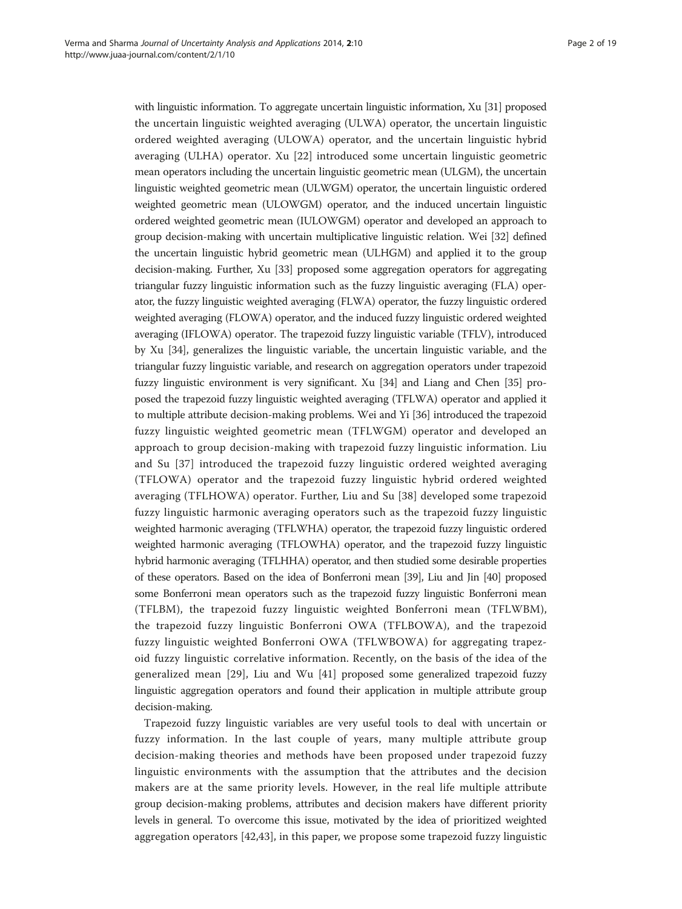with linguistic information. To aggregate uncertain linguistic information, Xu [31] proposed the uncertain linguistic weighted averaging (ULWA) operator, the uncertain linguistic ordered weighted averaging (ULOWA) operator, and the uncertain linguistic hybrid averaging (ULHA) operator. Xu [22] introduced some uncertain linguistic geometric mean operators including the uncertain linguistic geometric mean (ULGM), the uncertain linguistic weighted geometric mean (ULWGM) operator, the uncertain linguistic ordered weighted geometric mean (ULOWGM) operator, and the induced uncertain linguistic ordered weighted geometric mean (IULOWGM) operator and developed an approach to group decision-making with uncertain multiplicative linguistic relation. Wei [32] defined the uncertain linguistic hybrid geometric mean (ULHGM) and applied it to the group decision-making. Further, Xu [33] proposed some aggregation operators for aggregating triangular fuzzy linguistic information such as the fuzzy linguistic averaging (FLA) operator, the fuzzy linguistic weighted averaging (FLWA) operator, the fuzzy linguistic ordered weighted averaging (FLOWA) operator, and the induced fuzzy linguistic ordered weighted averaging (IFLOWA) operator. The trapezoid fuzzy linguistic variable (TFLV), introduced by Xu [34], generalizes the linguistic variable, the uncertain linguistic variable, and the triangular fuzzy linguistic variable, and research on aggregation operators under trapezoid fuzzy linguistic environment is very significant. Xu [34] and Liang and Chen [35] proposed the trapezoid fuzzy linguistic weighted averaging (TFLWA) operator and applied it to multiple attribute decision-making problems. Wei and Yi [36] introduced the trapezoid fuzzy linguistic weighted geometric mean (TFLWGM) operator and developed an approach to group decision-making with trapezoid fuzzy linguistic information. Liu and Su [37] introduced the trapezoid fuzzy linguistic ordered weighted averaging (TFLOWA) operator and the trapezoid fuzzy linguistic hybrid ordered weighted averaging (TFLHOWA) operator. Further, Liu and Su [38] developed some trapezoid fuzzy linguistic harmonic averaging operators such as the trapezoid fuzzy linguistic weighted harmonic averaging (TFLWHA) operator, the trapezoid fuzzy linguistic ordered weighted harmonic averaging (TFLOWHA) operator, and the trapezoid fuzzy linguistic hybrid harmonic averaging (TFLHHA) operator, and then studied some desirable properties of these operators. Based on the idea of Bonferroni mean [39], Liu and Jin [40] proposed some Bonferroni mean operators such as the trapezoid fuzzy linguistic Bonferroni mean (TFLBM), the trapezoid fuzzy linguistic weighted Bonferroni mean (TFLWBM), the trapezoid fuzzy linguistic Bonferroni OWA (TFLBOWA), and the trapezoid fuzzy linguistic weighted Bonferroni OWA (TFLWBOWA) for aggregating trapezoid fuzzy linguistic correlative information. Recently, on the basis of the idea of the generalized mean [29], Liu and Wu [41] proposed some generalized trapezoid fuzzy linguistic aggregation operators and found their application in multiple attribute group decision-making.

Trapezoid fuzzy linguistic variables are very useful tools to deal with uncertain or fuzzy information. In the last couple of years, many multiple attribute group decision-making theories and methods have been proposed under trapezoid fuzzy linguistic environments with the assumption that the attributes and the decision makers are at the same priority levels. However, in the real life multiple attribute group decision-making problems, attributes and decision makers have different priority levels in general. To overcome this issue, motivated by the idea of prioritized weighted aggregation operators [42,43], in this paper, we propose some trapezoid fuzzy linguistic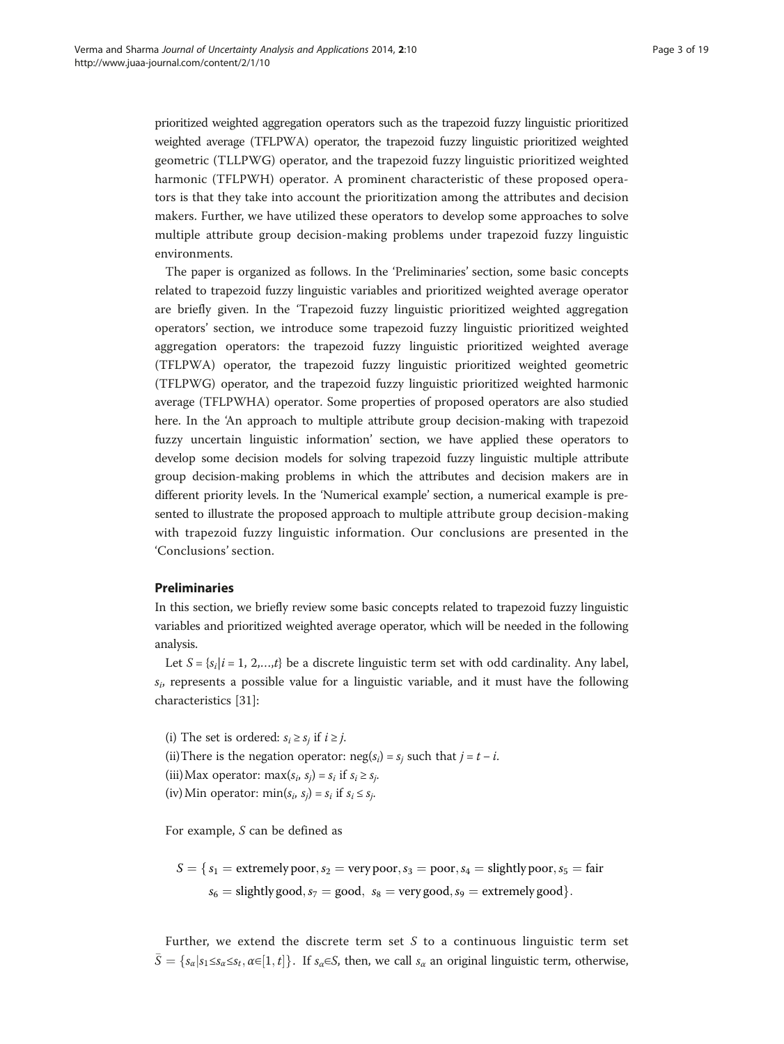prioritized weighted aggregation operators such as the trapezoid fuzzy linguistic prioritized weighted average (TFLPWA) operator, the trapezoid fuzzy linguistic prioritized weighted geometric (TLLPWG) operator, and the trapezoid fuzzy linguistic prioritized weighted harmonic (TFLPWH) operator. A prominent characteristic of these proposed operators is that they take into account the prioritization among the attributes and decision makers. Further, we have utilized these operators to develop some approaches to solve multiple attribute group decision-making problems under trapezoid fuzzy linguistic environments.

The paper is organized as follows. In the 'Preliminaries' section, some basic concepts related to trapezoid fuzzy linguistic variables and prioritized weighted average operator are briefly given. In the 'Trapezoid fuzzy linguistic prioritized weighted aggregation operators' section, we introduce some trapezoid fuzzy linguistic prioritized weighted aggregation operators: the trapezoid fuzzy linguistic prioritized weighted average (TFLPWA) operator, the trapezoid fuzzy linguistic prioritized weighted geometric (TFLPWG) operator, and the trapezoid fuzzy linguistic prioritized weighted harmonic average (TFLPWHA) operator. Some properties of proposed operators are also studied here. In the 'An approach to multiple attribute group decision-making with trapezoid fuzzy uncertain linguistic information' section, we have applied these operators to develop some decision models for solving trapezoid fuzzy linguistic multiple attribute group decision-making problems in which the attributes and decision makers are in different priority levels. In the 'Numerical example' section, a numerical example is presented to illustrate the proposed approach to multiple attribute group decision-making with trapezoid fuzzy linguistic information. Our conclusions are presented in the 'Conclusions' section.

## Preliminaries

In this section, we briefly review some basic concepts related to trapezoid fuzzy linguistic variables and prioritized weighted average operator, which will be needed in the following analysis.

Let $S = \{s_i | i = 1, 2,\ldots,t\}$ be a discrete linguistic term set with odd cardinality. Any label, $s_i$, represents a possible value for a linguistic variable, and it must have the following characteristics [31]:

(i) The set is ordered: $s_i \geq s_j$ if $i \geq j$.
(ii) There is the negation operator: $\text{neg}(s_i) = s_j$ such that $j = t - i$.
(iii) Max operator: $\max(s_i, s_j) = s_i$ if $s_i \geq s_j$.
(iv) Min operator: $\min(s_i, s_j) = s_i$ if $s_i \leq s_j$.

For example, $S$ can be defined as

$$S = \{ s_1 = \text{extremely poor}, s_2 = \text{very poor}, s_3 = \text{poor}, s_4 = \text{slightly poor}, s_5 = \text{fair}$$
$$s_6 = \text{slightly good}, s_7 = \text{good}, \ s_8 = \text{very good}, s_9 = \text{extremely good}\}.$$

Further, we extend the discrete term set $S$ to a continuous linguistic term set $\bar{S} = \{s_\alpha | s_1 \leq s_\alpha \leq s_t, \alpha \in [1, t]\}$. If $s_\alpha \in S$, then, we call $s_\alpha$ an original linguistic term, otherwise,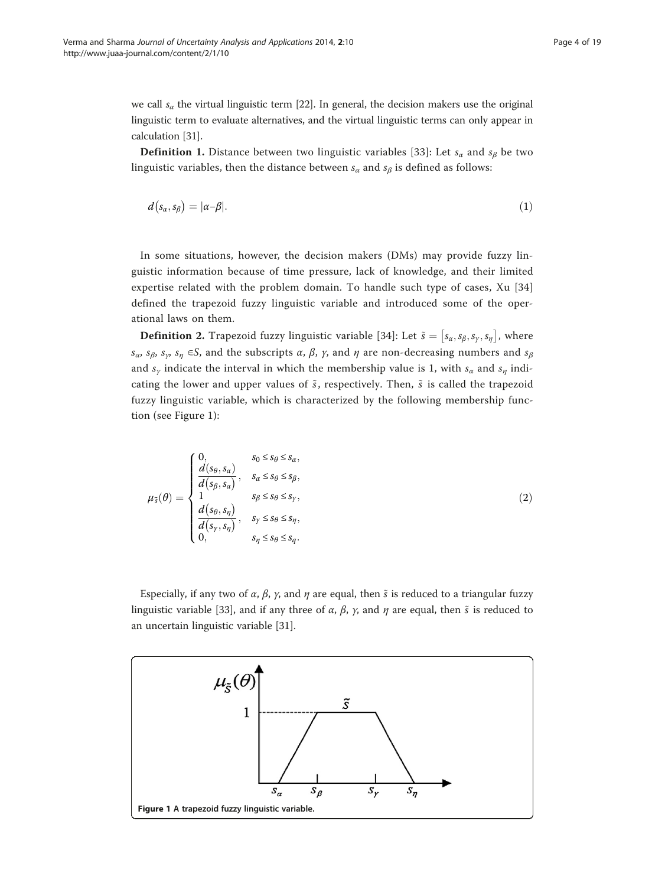we call $s_\alpha$ the virtual linguistic term [22]. In general, the decision makers use the original linguistic term to evaluate alternatives, and the virtual linguistic terms can only appear in calculation [31].

**Definition 1.** Distance between two linguistic variables [33]: Let $s_\alpha$ and $s_\beta$ be two linguistic variables, then the distance between $s_\alpha$ and $s_\beta$ is defined as follows:

$$d(s_\alpha, s_\beta) = |\alpha - \beta|. \tag{1}$$

In some situations, however, the decision makers (DMs) may provide fuzzy linguistic information because of time pressure, lack of knowledge, and their limited expertise related with the problem domain. To handle such type of cases, Xu [34] defined the trapezoid fuzzy linguistic variable and introduced some of the operational laws on them.

**Definition 2.** Trapezoid fuzzy linguistic variable [34]: Let $\tilde{s} = [s_\alpha, s_\beta, s_\gamma, s_\eta]$, where $s_\alpha$, $s_\beta$, $s_\gamma$, $s_\eta \in S$, and the subscripts $\alpha$, $\beta$, $\gamma$, and $\eta$ are non-decreasing numbers and $s_\beta$ and $s_\gamma$ indicate the interval in which the membership value is 1, with $s_\alpha$ and $s_\eta$ indicating the lower and upper values of $\tilde{s}$, respectively. Then, $\tilde{s}$ is called the trapezoid fuzzy linguistic variable, which is characterized by the following membership function (see Figure 1):

$$\mu_{\tilde{s}}(\theta) = \begin{cases} 0, & s_0 \leq s_\theta \leq s_\alpha, \\ \dfrac{d(s_\theta, s_\alpha)}{d(s_\beta, s_\alpha)}, & s_\alpha \leq s_\theta \leq s_\beta, \\ 1 & s_\beta \leq s_\theta \leq s_\gamma, \\ \dfrac{d(s_\theta, s_\eta)}{d(s_\gamma, s_\eta)}, & s_\gamma \leq s_\theta \leq s_\eta, \\ 0, & s_\eta \leq s_\theta \leq s_q. \end{cases} \tag{2}$$

Especially, if any two of $\alpha$, $\beta$, $\gamma$, and $\eta$ are equal, then $\tilde{s}$ is reduced to a triangular fuzzy linguistic variable [33], and if any three of $\alpha$, $\beta$, $\gamma$, and $\eta$ are equal, then $\tilde{s}$ is reduced to an uncertain linguistic variable [31].

**Figure 1** A trapezoid fuzzy linguistic variable.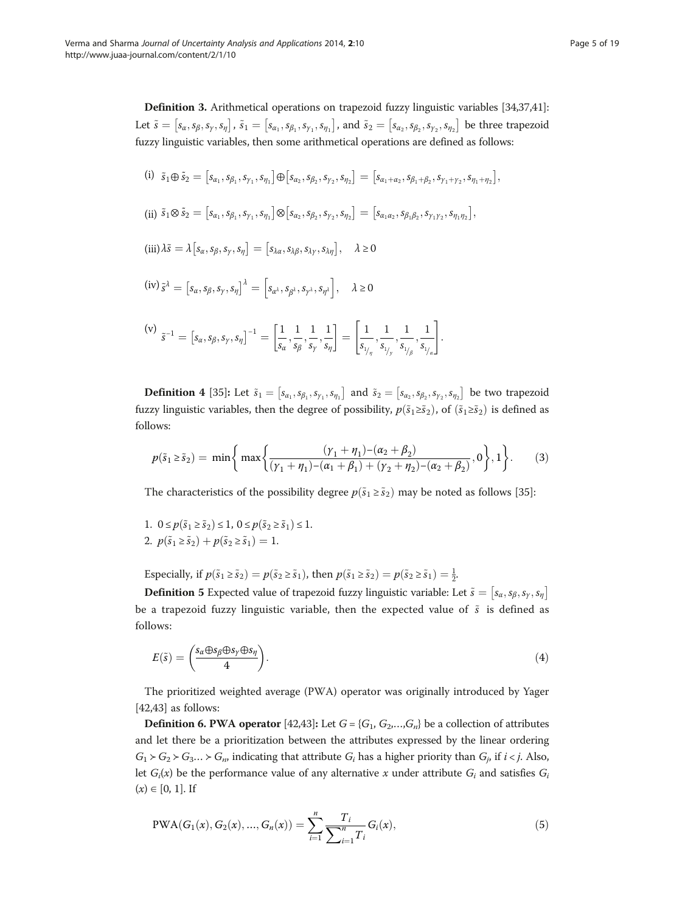**Definition 3.** Arithmetical operations on trapezoid fuzzy linguistic variables [34,37,41]: Let $\tilde{s} = [s_\alpha, s_\beta, s_\gamma, s_\eta]$, $\tilde{s}_1 = [s_{\alpha_1}, s_{\beta_1}, s_{\gamma_1}, s_{\eta_1}]$, and $\tilde{s}_2 = [s_{\alpha_2}, s_{\beta_2}, s_{\gamma_2}, s_{\eta_2}]$ be three trapezoid fuzzy linguistic variables, then some arithmetical operations are defined as follows:

(i) $\tilde{s}_1 \oplus \tilde{s}_2 = [s_{\alpha_1}, s_{\beta_1}, s_{\gamma_1}, s_{\eta_1}] \oplus [s_{\alpha_2}, s_{\beta_2}, s_{\gamma_2}, s_{\eta_2}] = [s_{\alpha_1+\alpha_2}, s_{\beta_1+\beta_2}, s_{\gamma_1+\gamma_2}, s_{\eta_1+\eta_2}]$,

(ii) $\tilde{s}_1 \otimes \tilde{s}_2 = [s_{\alpha_1}, s_{\beta_1}, s_{\gamma_1}, s_{\eta_1}] \otimes [s_{\alpha_2}, s_{\beta_2}, s_{\gamma_2}, s_{\eta_2}] = [s_{\alpha_1\alpha_2}, s_{\beta_1\beta_2}, s_{\gamma_1\gamma_2}, s_{\eta_1\eta_2}]$,

(iii) $\lambda\tilde{s} = \lambda[s_\alpha, s_\beta, s_\gamma, s_\eta] = [s_{\lambda\alpha}, s_{\lambda\beta}, s_{\lambda\gamma}, s_{\lambda\eta}], \quad \lambda \geq 0$

(iv) $\tilde{s}^\lambda = [s_\alpha, s_\beta, s_\gamma, s_\eta]^\lambda = \left[s_{\alpha^\lambda}, s_{\beta^\lambda}, s_{\gamma^\lambda}, s_{\eta^\lambda}\right], \quad \lambda \geq 0$

(v) $\tilde{s}^{-1} = [s_\alpha, s_\beta, s_\gamma, s_\eta]^{-1} = \left[\frac{1}{s_\alpha}, \frac{1}{s_\beta}, \frac{1}{s_\gamma}, \frac{1}{s_\eta}\right] = \left[\frac{1}{s_{1/\eta}}, \frac{1}{s_{1/\gamma}}, \frac{1}{s_{1/\beta}}, \frac{1}{s_{1/\alpha}}\right].$

**Definition 4** [35]**:** Let $\tilde{s}_1 = [s_{\alpha_1}, s_{\beta_1}, s_{\gamma_1}, s_{\eta_1}]$ and $\tilde{s}_2 = [s_{\alpha_2}, s_{\beta_2}, s_{\gamma_2}, s_{\eta_2}]$ be two trapezoid fuzzy linguistic variables, then the degree of possibility, $p(\tilde{s}_1 \geq \tilde{s}_2)$, of $(\tilde{s}_1 \geq \tilde{s}_2)$ is defined as follows:

$$p(\tilde{s}_1 \geq \tilde{s}_2) = \min\left\{\max\left\{\frac{(\gamma_1+\eta_1)-(\alpha_2+\beta_2)}{(\gamma_1+\eta_1)-(\alpha_1+\beta_1)+(\gamma_2+\eta_2)-(\alpha_2+\beta_2)}, 0\right\}, 1\right\}. \tag{3}$$

The characteristics of the possibility degree $p(\tilde{s}_1 \geq \tilde{s}_2)$ may be noted as follows [35]:

1. $0 \leq p(\tilde{s}_1 \geq \tilde{s}_2) \leq 1$, $0 \leq p(\tilde{s}_2 \geq \tilde{s}_1) \leq 1$.
2. $p(\tilde{s}_1 \geq \tilde{s}_2) + p(\tilde{s}_2 \geq \tilde{s}_1) = 1$.

Especially, if $p(\tilde{s}_1 \geq \tilde{s}_2) = p(\tilde{s}_2 \geq \tilde{s}_1)$, then $p(\tilde{s}_1 \geq \tilde{s}_2) = p(\tilde{s}_2 \geq \tilde{s}_1) = \frac{1}{2}$.

**Definition 5** Expected value of trapezoid fuzzy linguistic variable: Let $\tilde{s} = [s_\alpha, s_\beta, s_\gamma, s_\eta]$ be a trapezoid fuzzy linguistic variable, then the expected value of $\tilde{s}$ is defined as follows:

$$E(\tilde{s}) = \left(\frac{s_\alpha \oplus s_\beta \oplus s_\gamma \oplus s_\eta}{4}\right). \tag{4}$$

The prioritized weighted average (PWA) operator was originally introduced by Yager [42,43] as follows:

**Definition 6. PWA operator** [42,43]**:** Let $G = \{G_1, G_2, ..., G_n\}$ be a collection of attributes and let there be a prioritization between the attributes expressed by the linear ordering $G_1 \succ G_2 \succ G_3 ... \succ G_n$, indicating that attribute $G_i$ has a higher priority than $G_j$, if $i < j$. Also, let $G_i(x)$ be the performance value of any alternative $x$ under attribute $G_i$ and satisfies $G_i(x) \in [0, 1]$. If

$$\text{PWA}(G_1(x), G_2(x), ..., G_n(x)) = \sum_{i=1}^{n} \frac{T_i}{\sum_{i=1}^{n} T_i} G_i(x), \tag{5}$$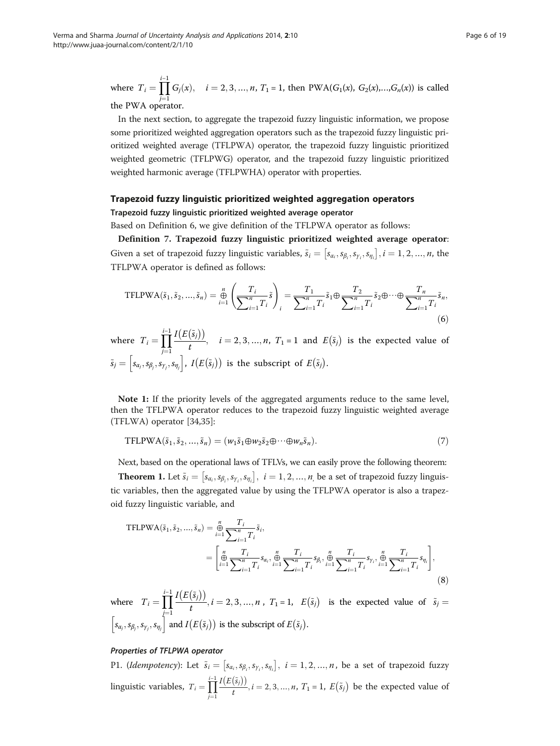where $T_i = \prod_{j=1}^{i-1} G_j(x), \quad i = 2, 3, ..., n, \ T_1 = 1$, then PWA($G_1(x)$, $G_2(x)$,...,$G_n(x)$) is called the PWA operator.

In the next section, to aggregate the trapezoid fuzzy linguistic information, we propose some prioritized weighted aggregation operators such as the trapezoid fuzzy linguistic prioritized weighted average (TFLPWA) operator, the trapezoid fuzzy linguistic prioritized weighted geometric (TFLPWG) operator, and the trapezoid fuzzy linguistic prioritized weighted harmonic average (TFLPWHA) operator with properties.

## Trapezoid fuzzy linguistic prioritized weighted aggregation operators

### Trapezoid fuzzy linguistic prioritized weighted average operator

Based on Definition 6, we give definition of the TFLPWA operator as follows:

**Definition 7. Trapezoid fuzzy linguistic prioritized weighted average operator**: Given a set of trapezoid fuzzy linguistic variables, $\tilde{s}_i = \left[s_{\alpha_i}, s_{\beta_i}, s_{\gamma_i}, s_{\eta_i}\right], i = 1, 2, ..., n$, the TFLPWA operator is defined as follows:

$$\text{TFLPWA}(\tilde{s}_1, \tilde{s}_2, ..., \tilde{s}_n) = \overset{n}{\underset{i=1}{\oplus}} \left( \frac{T_i}{\sum_{i=1}^{n} T_i} \tilde{s} \right)_i = \frac{T_1}{\sum_{i=1}^{n} T_i} \tilde{s}_1 \oplus \frac{T_2}{\sum_{i=1}^{n} T_i} \tilde{s}_2 \oplus \cdots \oplus \frac{T_n}{\sum_{i=1}^{n} T_i} \tilde{s}_n, \tag{6}$$

where $T_i = \prod_{j=1}^{i-1} \frac{I\left(E\left(\tilde{s}_j\right)\right)}{t}, \quad i = 2, 3, ..., n, \ T_1 = 1$ and $E\left(\tilde{s}_j\right)$ is the expected value of $\tilde{s}_j = \left[s_{\alpha_j}, s_{\beta_j}, s_{\gamma_j}, s_{\eta_j}\right]$, $I\left(E\left(\tilde{s}_j\right)\right)$ is the subscript of $E\left(\tilde{s}_j\right)$.

**Note 1:** If the priority levels of the aggregated arguments reduce to the same level, then the TFLPWA operator reduces to the trapezoid fuzzy linguistic weighted average (TFLWA) operator [34,35]:

$$\text{TFLPWA}(\tilde{s}_1, \tilde{s}_2, ..., \tilde{s}_n) = (w_1 \tilde{s}_1 \oplus w_2 \tilde{s}_2 \oplus \cdots \oplus w_n \tilde{s}_n). \tag{7}$$

Next, based on the operational laws of TFLVs, we can easily prove the following theorem:

**Theorem 1.** Let $\tilde{s}_i = \left[s_{\alpha_i}, s_{\beta_i}, s_{\gamma_i}, s_{\eta_i}\right], \ i = 1, 2, ..., n,$ be a set of trapezoid fuzzy linguistic variables, then the aggregated value by using the TFLPWA operator is also a trapezoid fuzzy linguistic variable, and

$$\begin{aligned}
\text{TFLPWA}(\tilde{s}_1, \tilde{s}_2, ..., \tilde{s}_n) &= \overset{n}{\underset{i=1}{\oplus}} \frac{T_i}{\sum_{i=1}^{n} T_i} \tilde{s}_i, \\
&= \left[ \overset{n}{\underset{i=1}{\oplus}} \frac{T_i}{\sum_{i=1}^{n} T_i} s_{\alpha_i}, \overset{n}{\underset{i=1}{\oplus}} \frac{T_i}{\sum_{i=1}^{n} T_i} s_{\beta_i}, \overset{n}{\underset{i=1}{\oplus}} \frac{T_i}{\sum_{i=1}^{n} T_i} s_{\gamma_i}, \overset{n}{\underset{i=1}{\oplus}} \frac{T_i}{\sum_{i=1}^{n} T_i} s_{\eta_i} \right],
\end{aligned} \tag{8}$$

where $T_i = \prod_{j=1}^{i-1} \frac{I\left(E\left(\tilde{s}_j\right)\right)}{t}, i = 2, 3, ..., n$, $T_1 = 1$, $E\left(\tilde{s}_j\right)$ is the expected value of $\tilde{s}_j = \left[s_{\alpha_j}, s_{\beta_j}, s_{\gamma_j}, s_{\eta_j}\right]$ and $I\left(E\left(\tilde{s}_j\right)\right)$ is the subscript of $E\left(\tilde{s}_j\right)$.

#### *Properties of TFLPWA operator*

P1. (*Idempotency*): Let $\tilde{s}_i = \left[s_{\alpha_i}, s_{\beta_i}, s_{\gamma_i}, s_{\eta_i}\right], \ i = 1, 2, ..., n$, be a set of trapezoid fuzzy linguistic variables, $T_i = \prod_{j=1}^{i-1} \frac{I\left(E\left(\tilde{s}_j\right)\right)}{t}, i = 2, 3, ..., n, \ T_1 = 1$, $E\left(\tilde{s}_j\right)$ be the expected value of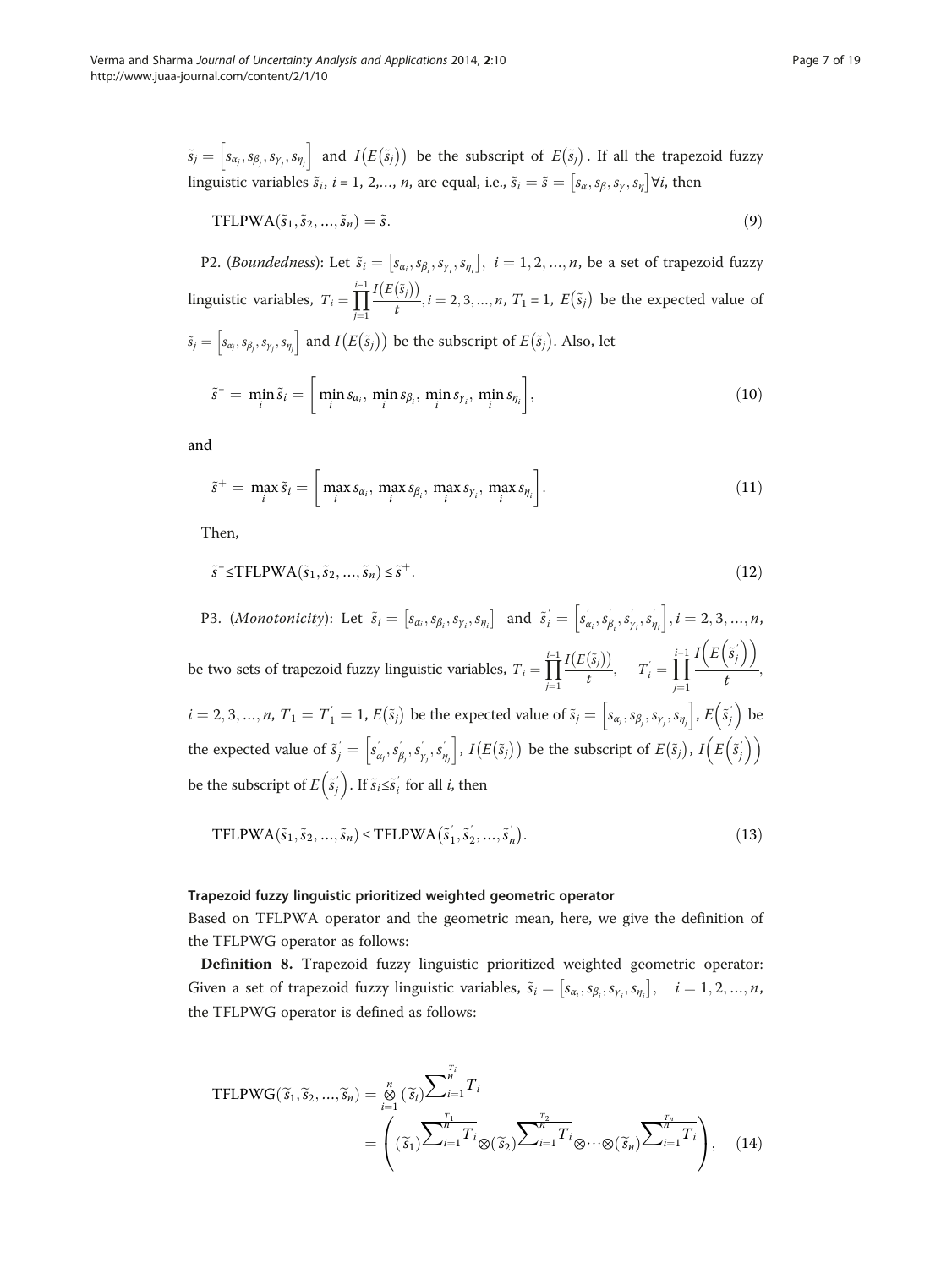$\tilde{s}_j = \left[s_{\alpha_j}, s_{\beta_j}, s_{\gamma_j}, s_{\eta_j}\right]$ and $I\left(E\left(\tilde{s}_j\right)\right)$ be the subscript of $E\left(\tilde{s}_j\right)$. If all the trapezoid fuzzy linguistic variables $\tilde{s}_i$, $i = 1, 2,\ldots, n$, are equal, i.e., $\tilde{s}_i = \tilde{s} = \left[s_\alpha, s_\beta, s_\gamma, s_\eta\right] \forall i$, then

$$\text{TFLPWA}(\tilde{s}_1, \tilde{s}_2, \ldots, \tilde{s}_n) = \tilde{s}. \tag{9}$$

P2. (*Boundedness*): Let $\tilde{s}_i = \left[s_{\alpha_i}, s_{\beta_i}, s_{\gamma_i}, s_{\eta_i}\right],\ i = 1, 2, \ldots, n$, be a set of trapezoid fuzzy linguistic variables, $T_i = \prod_{j=1}^{i-1} \frac{I\left(E\left(\tilde{s}_j\right)\right)}{t}, i = 2, 3, \ldots, n$, $T_1 = 1$, $E\left(\tilde{s}_j\right)$ be the expected value of $\tilde{s}_j = \left[s_{\alpha_j}, s_{\beta_j}, s_{\gamma_j}, s_{\eta_j}\right]$ and $I\left(E\left(\tilde{s}_j\right)\right)$ be the subscript of $E\left(\tilde{s}_j\right)$. Also, let

$$\tilde{s}^- = \min_i \tilde{s}_i = \left[\min_i s_{\alpha_i},\ \min_i s_{\beta_i},\ \min_i s_{\gamma_i},\ \min_i s_{\eta_i}\right], \tag{10}$$

and

$$\tilde{s}^+ = \max_i \tilde{s}_i = \left[\max_i s_{\alpha_i},\ \max_i s_{\beta_i},\ \max_i s_{\gamma_i},\ \max_i s_{\eta_i}\right]. \tag{11}$$

Then,

$$\tilde{s}^- \leq \text{TFLPWA}(\tilde{s}_1, \tilde{s}_2, \ldots, \tilde{s}_n) \leq \tilde{s}^+. \tag{12}$$

P3. (*Monotonicity*): Let $\tilde{s}_i = \left[s_{\alpha_i}, s_{\beta_i}, s_{\gamma_i}, s_{\eta_i}\right]$ and $\tilde{s}_i^{'} = \left[s_{\alpha_i}^{'}, s_{\beta_i}^{'}, s_{\gamma_i}^{'}, s_{\eta_i}^{'}\right], i = 2, 3, \ldots, n$, be two sets of trapezoid fuzzy linguistic variables, $T_i = \prod_{j=1}^{i-1} \frac{I\left(E\left(\tilde{s}_j\right)\right)}{t}$, $\quad T_i^{'} = \prod_{j=1}^{i-1} \frac{I\left(E\left(\tilde{s}_j^{'}\right)\right)}{t}$, $i = 2, 3, \ldots, n$, $T_1 = T_1^{'} = 1$, $E\left(\tilde{s}_j\right)$ be the expected value of $\tilde{s}_j = \left[s_{\alpha_j}, s_{\beta_j}, s_{\gamma_j}, s_{\eta_j}\right]$, $E\left(\tilde{s}_j^{'}\right)$ be the expected value of $\tilde{s}_j^{'} = \left[s_{\alpha_j}^{'}, s_{\beta_j}^{'}, s_{\gamma_j}^{'}, s_{\eta_j}^{'}\right]$, $I\left(E\left(\tilde{s}_j\right)\right)$ be the subscript of $E\left(\tilde{s}_j\right)$, $I\left(E\left(\tilde{s}_j^{'}\right)\right)$ be the subscript of $E\left(\tilde{s}_j^{'}\right)$. If $\tilde{s}_i \leq \tilde{s}_i^{'}$ for all $i$, then

$$\text{TFLPWA}(\tilde{s}_1, \tilde{s}_2, \ldots, \tilde{s}_n) \leq \text{TFLPWA}\left(\tilde{s}_1^{'}, \tilde{s}_2^{'}, \ldots, \tilde{s}_n^{'}\right). \tag{13}$$

#### Trapezoid fuzzy linguistic prioritized weighted geometric operator

Based on TFLPWA operator and the geometric mean, here, we give the definition of the TFLPWG operator as follows:

**Definition 8.** Trapezoid fuzzy linguistic prioritized weighted geometric operator: Given a set of trapezoid fuzzy linguistic variables, $\tilde{s}_i = \left[s_{\alpha_i}, s_{\beta_i}, s_{\gamma_i}, s_{\eta_i}\right], \quad i = 1, 2, \ldots, n$, the TFLPWG operator is defined as follows:

$$\begin{aligned}
\text{TFLPWG}(\tilde{s}_1, \tilde{s}_2, \ldots, \tilde{s}_n) &= \bigotimes_{i=1}^{n} (\tilde{s}_i)^{\frac{T_i}{\sum_{i=1}^{n} T_i}} \\
&= \left( (\tilde{s}_1)^{\frac{T_1}{\sum_{i=1}^{n} T_i}} \otimes (\tilde{s}_2)^{\frac{T_2}{\sum_{i=1}^{n} T_i}} \otimes \cdots \otimes (\tilde{s}_n)^{\frac{T_n}{\sum_{i=1}^{n} T_i}} \right),
\end{aligned} \tag{14}$$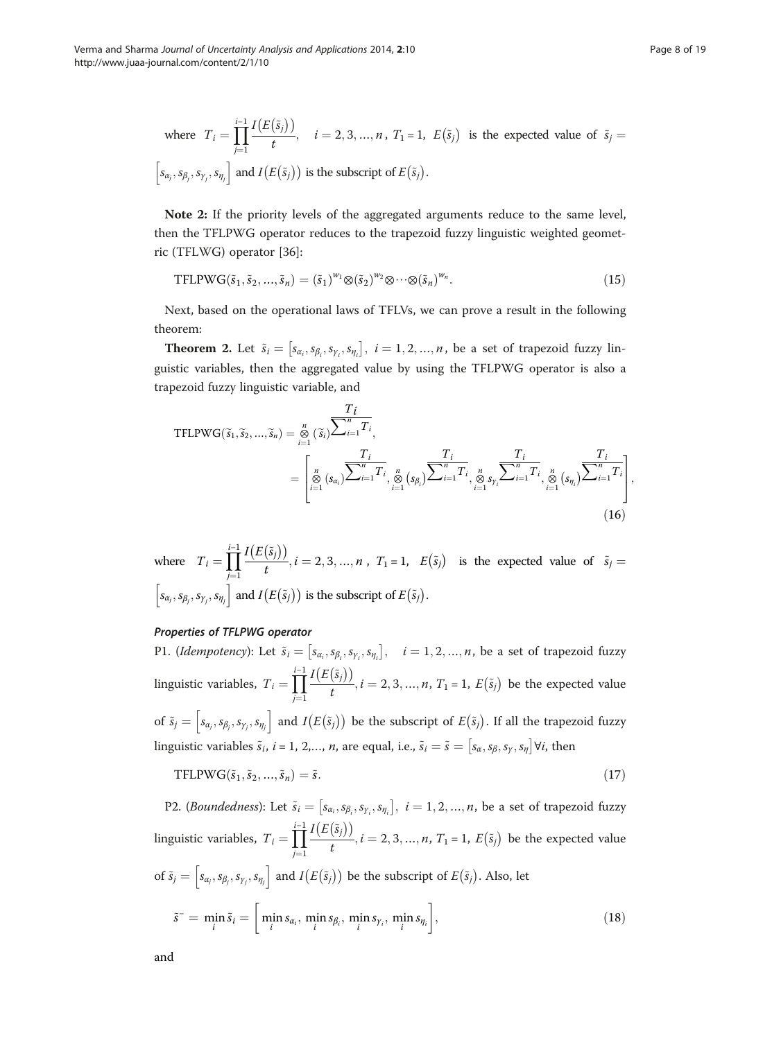where $T_i = \prod_{j=1}^{i-1} \frac{I(E(\tilde{s}_j))}{t}$, $i = 2, 3, ..., n$, $T_1 = 1$, $E(\tilde{s}_j)$ is the expected value of $\tilde{s}_j = [s_{\alpha_j}, s_{\beta_j}, s_{\gamma_j}, s_{\eta_j}]$ and $I(E(\tilde{s}_j))$ is the subscript of $E(\tilde{s}_j)$.

**Note 2:** If the priority levels of the aggregated arguments reduce to the same level, then the TFLPWG operator reduces to the trapezoid fuzzy linguistic weighted geometric (TFLWG) operator [36]:

$$\text{TFLPWG}(\tilde{s}_1, \tilde{s}_2, ..., \tilde{s}_n) = (\tilde{s}_1)^{w_1} \otimes (\tilde{s}_2)^{w_2} \otimes \cdots \otimes (\tilde{s}_n)^{w_n}. \tag{15}$$

Next, based on the operational laws of TFLVs, we can prove a result in the following theorem:

**Theorem 2.** Let $\tilde{s}_i = [s_{\alpha_i}, s_{\beta_i}, s_{\gamma_i}, s_{\eta_i}]$, $i = 1, 2, ..., n$, be a set of trapezoid fuzzy linguistic variables, then the aggregated value by using the TFLPWG operator is also a trapezoid fuzzy linguistic variable, and

$$\begin{aligned} \text{TFLPWG}(\tilde{s}_1, \tilde{s}_2, ..., \tilde{s}_n) &= \overset{n}{\underset{i=1}{\otimes}} (\tilde{s}_i)^{\frac{T_i}{\sum_{i=1}^{n} T_i}}, \\ &= \left[ \overset{n}{\underset{i=1}{\otimes}} (s_{\alpha_i})^{\frac{T_i}{\sum_{i=1}^{n} T_i}}, \overset{n}{\underset{i=1}{\otimes}} (s_{\beta_i})^{\frac{T_i}{\sum_{i=1}^{n} T_i}}, \overset{n}{\underset{i=1}{\otimes}} s_{\gamma_i}^{\frac{T_i}{\sum_{i=1}^{n} T_i}}, \overset{n}{\underset{i=1}{\otimes}} (s_{\eta_i})^{\frac{T_i}{\sum_{i=1}^{n} T_i}} \right], \end{aligned} \tag{16}$$

where $T_i = \prod_{j=1}^{i-1} \frac{I(E(\tilde{s}_j))}{t}, i = 2, 3, ..., n$, $T_1 = 1$, $E(\tilde{s}_j)$ is the expected value of $\tilde{s}_j = [s_{\alpha_j}, s_{\beta_j}, s_{\gamma_j}, s_{\eta_j}]$ and $I(E(\tilde{s}_j))$ is the subscript of $E(\tilde{s}_j)$.

#### *Properties of TFLPWG operator*

P1. (*Idempotency*): Let $\tilde{s}_i = [s_{\alpha_i}, s_{\beta_i}, s_{\gamma_i}, s_{\eta_i}]$, $i = 1, 2, ..., n$, be a set of trapezoid fuzzy linguistic variables, $T_i = \prod_{j=1}^{i-1} \frac{I(E(\tilde{s}_j))}{t}, i = 2, 3, ..., n$, $T_1 = 1$, $E(\tilde{s}_j)$ be the expected value of $\tilde{s}_j = [s_{\alpha_j}, s_{\beta_j}, s_{\gamma_j}, s_{\eta_j}]$ and $I(E(\tilde{s}_j))$ be the subscript of $E(\tilde{s}_j)$. If all the trapezoid fuzzy linguistic variables $\tilde{s}_i$, $i = 1, 2,..., n$, are equal, i.e., $\tilde{s}_i = \tilde{s} = [s_\alpha, s_\beta, s_\gamma, s_\eta] \forall i$, then

$$\text{TFLPWG}(\tilde{s}_1, \tilde{s}_2, ..., \tilde{s}_n) = \tilde{s}. \tag{17}$$

P2. (*Boundedness*): Let $\tilde{s}_i = [s_{\alpha_i}, s_{\beta_i}, s_{\gamma_i}, s_{\eta_i}]$, $i = 1, 2, ..., n$, be a set of trapezoid fuzzy linguistic variables, $T_i = \prod_{j=1}^{i-1} \frac{I(E(\tilde{s}_j))}{t}, i = 2, 3, ..., n$, $T_1 = 1$, $E(\tilde{s}_j)$ be the expected value of $\tilde{s}_j = [s_{\alpha_j}, s_{\beta_j}, s_{\gamma_j}, s_{\eta_j}]$ and $I(E(\tilde{s}_j))$ be the subscript of $E(\tilde{s}_j)$. Also, let

$$\tilde{s}^- = \min_i \tilde{s}_i = \left[ \min_i s_{\alpha_i}, \min_i s_{\beta_i}, \min_i s_{\gamma_i}, \min_i s_{\eta_i} \right], \tag{18}$$

and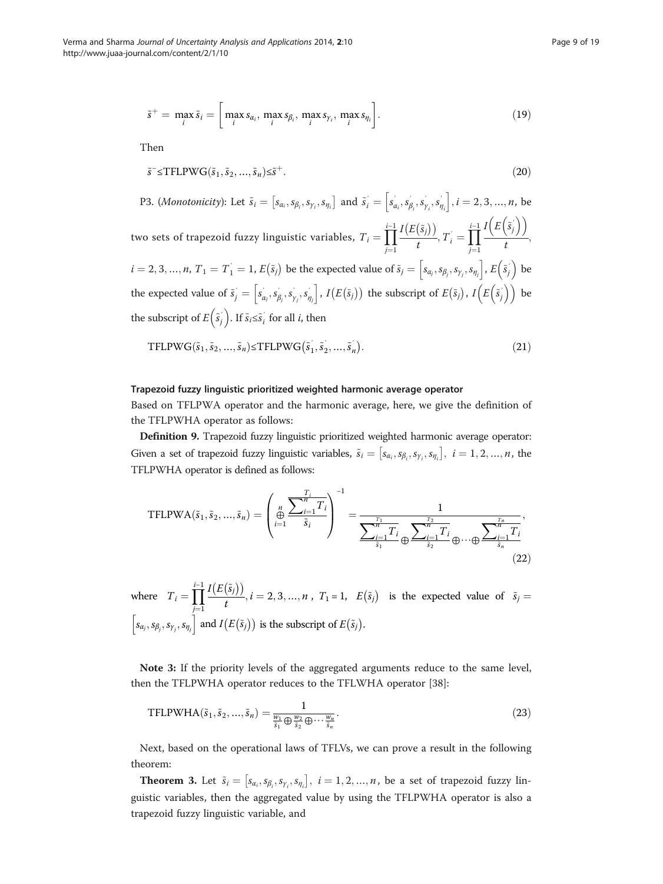$$\tilde{s}^{+} = \max_{i} \tilde{s}_i = \left[\max_{i} s_{\alpha_i},\ \max_{i} s_{\beta_i},\ \max_{i} s_{\gamma_i},\ \max_{i} s_{\eta_i}\right]. \tag{19}$$

Then

$$\tilde{s}^{-} \leq \text{TFLPWG}(\tilde{s}_1, \tilde{s}_2, \ldots, \tilde{s}_n) \leq \tilde{s}^{+}. \tag{20}$$

P3. (*Monotonicity*): Let $\tilde{s}_i = \left[s_{\alpha_i}, s_{\beta_i}, s_{\gamma_i}, s_{\eta_i}\right]$ and $\tilde{s}_i^{'} = \left[s_{\alpha_i}^{'}, s_{\beta_i}^{'}, s_{\gamma_i}^{'}, s_{\eta_i}^{'}\right], i = 2, 3, \ldots, n$, be two sets of trapezoid fuzzy linguistic variables, $T_i = \prod_{j=1}^{i-1} \frac{I\left(E(\tilde{s}_j)\right)}{t}$, $T_i^{'} = \prod_{j=1}^{i-1} \frac{I\left(E\left(\tilde{s}_j^{'}\right)\right)}{t}$, $i = 2, 3, \ldots, n$, $T_1 = T_1^{'} = 1$, $E(\tilde{s}_j)$ be the expected value of $\tilde{s}_j = \left[s_{\alpha_j}, s_{\beta_j}, s_{\gamma_j}, s_{\eta_j}\right]$, $E\left(\tilde{s}_j^{'}\right)$ be the expected value of $\tilde{s}_j^{'} = \left[s_{\alpha_j}^{'}, s_{\beta_j}^{'}, s_{\gamma_j}^{'}, s_{\eta_j}^{'}\right]$, $I\left(E(\tilde{s}_j)\right)$ the subscript of $E(\tilde{s}_j)$, $I\left(E\left(\tilde{s}_j^{'}\right)\right)$ be the subscript of $E\left(\tilde{s}_j^{'}\right)$. If $\tilde{s}_i \leq \tilde{s}_i^{'}$ for all $i$, then

$$\text{TFLPWG}(\tilde{s}_1, \tilde{s}_2, \ldots, \tilde{s}_n) \leq \text{TFLPWG}\left(\tilde{s}_1^{'}, \tilde{s}_2^{'}, \ldots, \tilde{s}_n^{'}\right). \tag{21}$$

#### Trapezoid fuzzy linguistic prioritized weighted harmonic average operator

Based on TFLPWA operator and the harmonic average, here, we give the definition of the TFLPWHA operator as follows:

**Definition 9.** Trapezoid fuzzy linguistic prioritized weighted harmonic average operator: Given a set of trapezoid fuzzy linguistic variables, $\tilde{s}_i = \left[s_{\alpha_i}, s_{\beta_i}, s_{\gamma_i}, s_{\eta_i}\right],\ i = 1, 2, \ldots, n$, the TFLPWHA operator is defined as follows:

$$\text{TFLPWA}(\tilde{s}_1, \tilde{s}_2, \ldots, \tilde{s}_n) = \left(\mathop{\oplus}_{i=1}^{n} \frac{\frac{T_i}{\sum_{i=1}^{n} T_i}}{\tilde{s}_i}\right)^{-1} = \frac{1}{\frac{\frac{T_1}{\sum_{i=1}^{n} T_i}}{\tilde{s}_1} \oplus \frac{\frac{T_2}{\sum_{i=1}^{n} T_i}}{\tilde{s}_2} \oplus \cdots \oplus \frac{\frac{T_n}{\sum_{i=1}^{n} T_i}}{\tilde{s}_n}}, \tag{22}$$

where $T_i = \prod_{j=1}^{i-1} \frac{I\left(E(\tilde{s}_j)\right)}{t}, i = 2, 3, \ldots, n$, $T_1 = 1$, $E(\tilde{s}_j)$ is the expected value of $\tilde{s}_j = \left[s_{\alpha_j}, s_{\beta_j}, s_{\gamma_j}, s_{\eta_j}\right]$ and $I\left(E(\tilde{s}_j)\right)$ is the subscript of $E(\tilde{s}_j)$.

**Note 3:** If the priority levels of the aggregated arguments reduce to the same level, then the TFLPWHA operator reduces to the TFLWHA operator [38]:

$$\text{TFLPWHA}(\tilde{s}_1, \tilde{s}_2, \ldots, \tilde{s}_n) = \frac{1}{\frac{w_1}{\tilde{s}_1} \oplus \frac{w_2}{\tilde{s}_2} \oplus \cdots \frac{w_n}{\tilde{s}_n}}. \tag{23}$$

Next, based on the operational laws of TFLVs, we can prove a result in the following theorem:

**Theorem 3.** Let $\tilde{s}_i = \left[s_{\alpha_i}, s_{\beta_i}, s_{\gamma_i}, s_{\eta_i}\right],\ i = 1, 2, \ldots, n$, be a set of trapezoid fuzzy linguistic variables, then the aggregated value by using the TFLPWHA operator is also a trapezoid fuzzy linguistic variable, and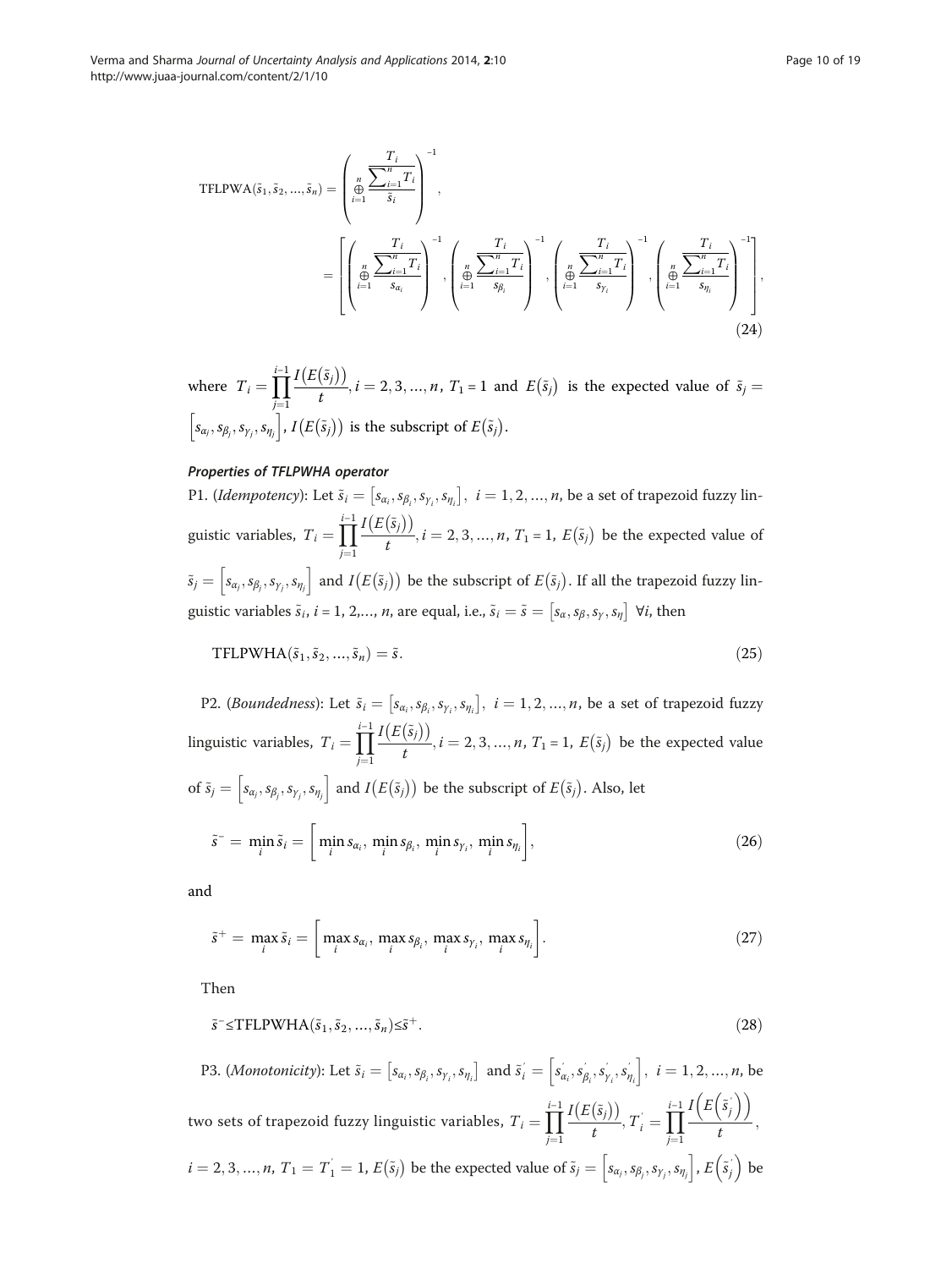$$\text{TFLPWA}(\tilde{s}_1, \tilde{s}_2, \ldots, \tilde{s}_n) = \left( \overset{n}{\underset{i=1}{\oplus}} \frac{\frac{T_i}{\sum_{i=1}^{n} T_i}}{\tilde{s}_i} \right)^{-1},$$

$$= \left[ \left( \overset{n}{\underset{i=1}{\oplus}} \frac{\frac{T_i}{\sum_{i=1}^{n} T_i}}{s_{\alpha_i}} \right)^{-1}, \left( \overset{n}{\underset{i=1}{\oplus}} \frac{\frac{T_i}{\sum_{i=1}^{n} T_i}}{s_{\beta_i}} \right)^{-1}, \left( \overset{n}{\underset{i=1}{\oplus}} \frac{\frac{T_i}{\sum_{i=1}^{n} T_i}}{s_{\gamma_i}} \right)^{-1}, \left( \overset{n}{\underset{i=1}{\oplus}} \frac{\frac{T_i}{\sum_{i=1}^{n} T_i}}{s_{\eta_i}} \right)^{-1} \right], \tag{24}$$

where $T_i = \prod_{j=1}^{i-1} \frac{I(E(\tilde{s}_j))}{t}, i = 2, 3, \ldots, n$, $T_1 = 1$ and $E(\tilde{s}_j)$ is the expected value of $\tilde{s}_j = \left[s_{\alpha_j}, s_{\beta_j}, s_{\gamma_j}, s_{\eta_j}\right]$, $I(E(\tilde{s}_j))$ is the subscript of $E(\tilde{s}_j)$.

### *Properties of TFLPWHA operator*

P1. (*Idempotency*): Let $\tilde{s}_i = \left[s_{\alpha_i}, s_{\beta_i}, s_{\gamma_i}, s_{\eta_i}\right]$, $i = 1, 2, \ldots, n$, be a set of trapezoid fuzzy linguistic variables, $T_i = \prod_{j=1}^{i-1} \frac{I(E(\tilde{s}_j))}{t}, i = 2, 3, \ldots, n$, $T_1 = 1$, $E(\tilde{s}_j)$ be the expected value of $\tilde{s}_j = \left[s_{\alpha_j}, s_{\beta_j}, s_{\gamma_j}, s_{\eta_j}\right]$ and $I(E(\tilde{s}_j))$ be the subscript of $E(\tilde{s}_j)$. If all the trapezoid fuzzy linguistic variables $\tilde{s}_i$, $i = 1, 2, \ldots, n$, are equal, i.e., $\tilde{s}_i = \tilde{s} = \left[s_\alpha, s_\beta, s_\gamma, s_\eta\right]$ $\forall i$, then

$$\text{TFLPWHA}(\tilde{s}_1, \tilde{s}_2, \ldots, \tilde{s}_n) = \tilde{s}. \tag{25}$$

P2. (*Boundedness*): Let $\tilde{s}_i = \left[s_{\alpha_i}, s_{\beta_i}, s_{\gamma_i}, s_{\eta_i}\right]$, $i = 1, 2, \ldots, n$, be a set of trapezoid fuzzy linguistic variables, $T_i = \prod_{j=1}^{i-1} \frac{I(E(\tilde{s}_j))}{t}, i = 2, 3, \ldots, n$, $T_1 = 1$, $E(\tilde{s}_j)$ be the expected value of $\tilde{s}_j = \left[s_{\alpha_j}, s_{\beta_j}, s_{\gamma_j}, s_{\eta_j}\right]$ and $I(E(\tilde{s}_j))$ be the subscript of $E(\tilde{s}_j)$. Also, let

$$\tilde{s}^- = \min_i \tilde{s}_i = \left[\min_i s_{\alpha_i}, \min_i s_{\beta_i}, \min_i s_{\gamma_i}, \min_i s_{\eta_i}\right], \tag{26}$$

and

$$\tilde{s}^+ = \max_i \tilde{s}_i = \left[\max_i s_{\alpha_i}, \max_i s_{\beta_i}, \max_i s_{\gamma_i}, \max_i s_{\eta_i}\right]. \tag{27}$$

Then

$$\tilde{s}^- \leq \text{TFLPWHA}(\tilde{s}_1, \tilde{s}_2, \ldots, \tilde{s}_n) \leq \tilde{s}^+. \tag{28}$$

P3. (*Monotonicity*): Let $\tilde{s}_i = \left[s_{\alpha_i}, s_{\beta_i}, s_{\gamma_i}, s_{\eta_i}\right]$ and $\tilde{s}_i^{'} = \left[s_{\alpha_i}^{'}, s_{\beta_i}^{'}, s_{\gamma_i}^{'}, s_{\eta_i}^{'}\right]$, $i = 1, 2, \ldots, n$, be two sets of trapezoid fuzzy linguistic variables, $T_i = \prod_{j=1}^{i-1} \frac{I(E(\tilde{s}_j))}{t}$, $T_i^{'} = \prod_{j=1}^{i-1} \frac{I\left(E\left(\tilde{s}_j^{'}\right)\right)}{t}$, $i = 2, 3, \ldots, n$, $T_1 = T_1^{'} = 1$, $E(\tilde{s}_j)$ be the expected value of $\tilde{s}_j = \left[s_{\alpha_j}, s_{\beta_j}, s_{\gamma_j}, s_{\eta_j}\right]$, $E\left(\tilde{s}_j^{'}\right)$ be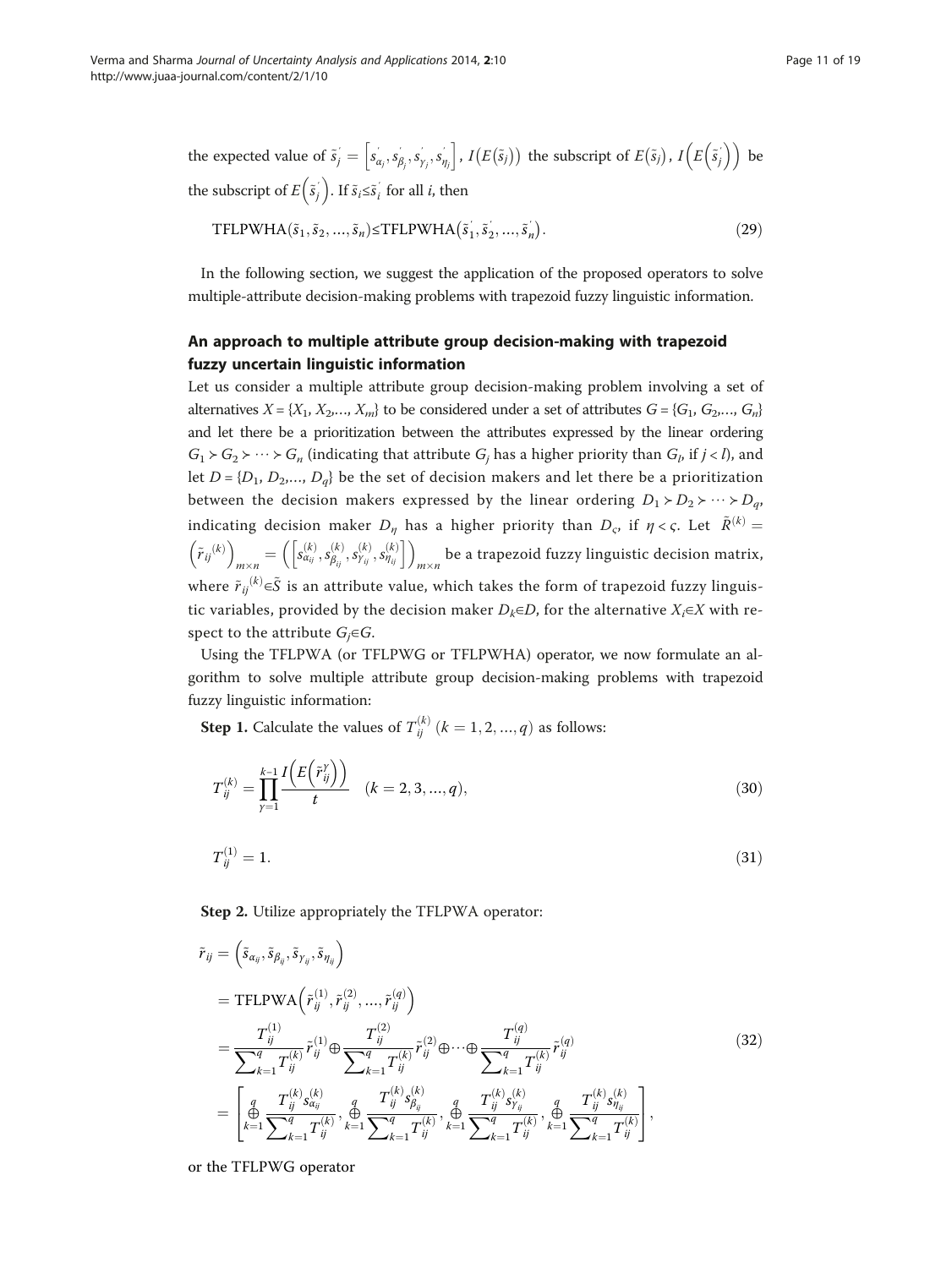the expected value of $\tilde{s}_j^{'} = \left[s_{\alpha_j}^{'}, s_{\beta_j}^{'}, s_{\gamma_j}^{'}, s_{\eta_j}^{'}\right]$, $I(E(\tilde{s}_j))$ the subscript of $E(\tilde{s}_j)$, $I\left(E\left(\tilde{s}_j^{'}\right)\right)$ be the subscript of $E\left(\tilde{s}_j^{'}\right)$. If $\tilde{s}_i \leq \tilde{s}_i^{'}$ for all $i$, then

$$\text{TFLPWHA}(\tilde{s}_1, \tilde{s}_2, ..., \tilde{s}_n) \leq \text{TFLPWHA}\left(\tilde{s}_1^{'}, \tilde{s}_2^{'}, ..., \tilde{s}_n^{'}\right). \tag{29}$$

In the following section, we suggest the application of the proposed operators to solve multiple-attribute decision-making problems with trapezoid fuzzy linguistic information.

## An approach to multiple attribute group decision-making with trapezoid fuzzy uncertain linguistic information

Let us consider a multiple attribute group decision-making problem involving a set of alternatives $X = \{X_1, X_2, ..., X_m\}$ to be considered under a set of attributes $G = \{G_1, G_2, ..., G_n\}$ and let there be a prioritization between the attributes expressed by the linear ordering $G_1 \succ G_2 \succ \cdots \succ G_n$ (indicating that attribute $G_j$ has a higher priority than $G_l$, if $j < l$), and let $D = \{D_1, D_2, ..., D_q\}$ be the set of decision makers and let there be a prioritization between the decision makers expressed by the linear ordering $D_1 \succ D_2 \succ \cdots \succ D_q$, indicating decision maker $D_\eta$ has a higher priority than $D_\varsigma$, if $\eta < \varsigma$. Let $\tilde{R}^{(k)} = \left(\tilde{r}_{ij}^{(k)}\right)_{m \times n} = \left(\left[s_{\alpha_{ij}}^{(k)}, s_{\beta_{ij}}^{(k)}, s_{\gamma_{ij}}^{(k)}, s_{\eta_{ij}}^{(k)}\right]\right)_{m \times n}$ be a trapezoid fuzzy linguistic decision matrix, where $\tilde{r}_{ij}^{(k)} \in \tilde{S}$ is an attribute value, which takes the form of trapezoid fuzzy linguistic variables, provided by the decision maker $D_k \in D$, for the alternative $X_i \in X$ with respect to the attribute $G_j \in G$.

Using the TFLPWA (or TFLPWG or TFLPWHA) operator, we now formulate an algorithm to solve multiple attribute group decision-making problems with trapezoid fuzzy linguistic information:

**Step 1.** Calculate the values of $T_{ij}^{(k)}$ $(k = 1, 2, ..., q)$ as follows:

$$T_{ij}^{(k)} = \prod_{\gamma=1}^{k-1} \frac{I\left(E\left(\tilde{r}_{ij}^{\gamma}\right)\right)}{t} \quad (k = 2, 3, ..., q), \tag{30}$$

$$T_{ij}^{(1)} = 1. \tag{31}$$

**Step 2.** Utilize appropriately the TFLPWA operator:

$$\begin{aligned}
\tilde{r}_{ij} &= \left(\tilde{s}_{\alpha_{ij}}, \tilde{s}_{\beta_{ij}}, \tilde{s}_{\gamma_{ij}}, \tilde{s}_{\eta_{ij}}\right) \\
&= \text{TFLPWA}\left(\tilde{r}_{ij}^{(1)}, \tilde{r}_{ij}^{(2)}, ..., \tilde{r}_{ij}^{(q)}\right) \\
&= \frac{T_{ij}^{(1)}}{\sum_{k=1}^{q} T_{ij}^{(k)}} \tilde{r}_{ij}^{(1)} \oplus \frac{T_{ij}^{(2)}}{\sum_{k=1}^{q} T_{ij}^{(k)}} \tilde{r}_{ij}^{(2)} \oplus \cdots \oplus \frac{T_{ij}^{(q)}}{\sum_{k=1}^{q} T_{ij}^{(k)}} \tilde{r}_{ij}^{(q)} \\
&= \left[\bigoplus_{k=1}^{q} \frac{T_{ij}^{(k)} s_{\alpha_{ij}}^{(k)}}{\sum_{k=1}^{q} T_{ij}^{(k)}}, \bigoplus_{k=1}^{q} \frac{T_{ij}^{(k)} s_{\beta_{ij}}^{(k)}}{\sum_{k=1}^{q} T_{ij}^{(k)}}, \bigoplus_{k=1}^{q} \frac{T_{ij}^{(k)} s_{\gamma_{ij}}^{(k)}}{\sum_{k=1}^{q} T_{ij}^{(k)}}, \bigoplus_{k=1}^{q} \frac{T_{ij}^{(k)} s_{\eta_{ij}}^{(k)}}{\sum_{k=1}^{q} T_{ij}^{(k)}}\right],
\end{aligned} \tag{32}$$

or the TFLPWG operator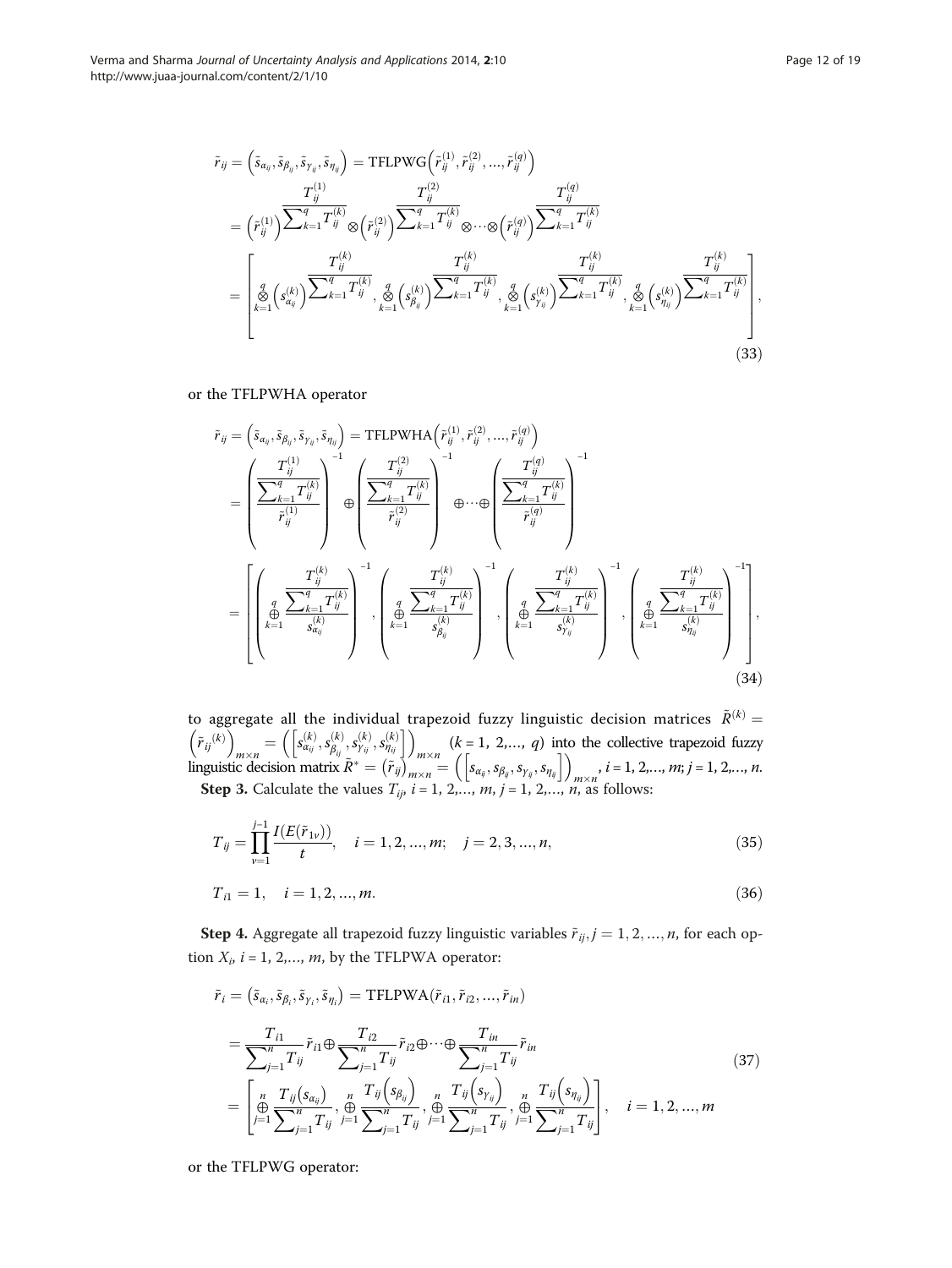$$
\begin{aligned}
\tilde{r}_{ij} &= \left(\tilde{s}_{\alpha_{ij}}, \tilde{s}_{\beta_{ij}}, \tilde{s}_{\gamma_{ij}}, \tilde{s}_{\eta_{ij}}\right) = \mathrm{TFLPWG}\left(\tilde{r}_{ij}^{(1)}, \tilde{r}_{ij}^{(2)}, \ldots, \tilde{r}_{ij}^{(q)}\right) \\
&= \left(\tilde{r}_{ij}^{(1)}\right)^{\frac{T_{ij}^{(1)}}{\sum_{k=1}^{q} T_{ij}^{(k)}}} \otimes \left(\tilde{r}_{ij}^{(2)}\right)^{\frac{T_{ij}^{(2)}}{\sum_{k=1}^{q} T_{ij}^{(k)}}} \otimes \cdots \otimes \left(\tilde{r}_{ij}^{(q)}\right)^{\frac{T_{ij}^{(q)}}{\sum_{k=1}^{q} T_{ij}^{(k)}}} \\
&= \left[ \bigotimes_{k=1}^{q} \left(s_{\alpha_{ij}}^{(k)}\right)^{\frac{T_{ij}^{(k)}}{\sum_{k=1}^{q} T_{ij}^{(k)}}}, \bigotimes_{k=1}^{q} \left(s_{\beta_{ij}}^{(k)}\right)^{\frac{T_{ij}^{(k)}}{\sum_{k=1}^{q} T_{ij}^{(k)}}}, \bigotimes_{k=1}^{q} \left(s_{\gamma_{ij}}^{(k)}\right)^{\frac{T_{ij}^{(k)}}{\sum_{k=1}^{q} T_{ij}^{(k)}}}, \bigotimes_{k=1}^{q} \left(s_{\eta_{ij}}^{(k)}\right)^{\frac{T_{ij}^{(k)}}{\sum_{k=1}^{q} T_{ij}^{(k)}}} \right],
\end{aligned}
\tag{33}
$$

or the TFLPWHA operator

$$
\begin{aligned}
\tilde{r}_{ij} &= \left(\tilde{s}_{\alpha_{ij}}, \tilde{s}_{\beta_{ij}}, \tilde{s}_{\gamma_{ij}}, \tilde{s}_{\eta_{ij}}\right) = \mathrm{TFLPWHA}\left(\tilde{r}_{ij}^{(1)}, \tilde{r}_{ij}^{(2)}, \ldots, \tilde{r}_{ij}^{(q)}\right) \\
&= \left( \frac{\frac{T_{ij}^{(1)}}{\sum_{k=1}^{q} T_{ij}^{(k)}}}{\tilde{r}_{ij}^{(1)}} \right)^{-1} \oplus \left( \frac{\frac{T_{ij}^{(2)}}{\sum_{k=1}^{q} T_{ij}^{(k)}}}{\tilde{r}_{ij}^{(2)}} \right)^{-1} \oplus \cdots \oplus \left( \frac{\frac{T_{ij}^{(q)}}{\sum_{k=1}^{q} T_{ij}^{(k)}}}{\tilde{r}_{ij}^{(q)}} \right)^{-1} \\
&= \left[ \left( \bigoplus_{k=1}^{q} \frac{\frac{T_{ij}^{(k)}}{\sum_{k=1}^{q} T_{ij}^{(k)}}}{s_{\alpha_{ij}}^{(k)}} \right)^{-1}, \left( \bigoplus_{k=1}^{q} \frac{\frac{T_{ij}^{(k)}}{\sum_{k=1}^{q} T_{ij}^{(k)}}}{s_{\beta_{ij}}^{(k)}} \right)^{-1}, \left( \bigoplus_{k=1}^{q} \frac{\frac{T_{ij}^{(k)}}{\sum_{k=1}^{q} T_{ij}^{(k)}}}{s_{\gamma_{ij}}^{(k)}} \right)^{-1}, \left( \bigoplus_{k=1}^{q} \frac{\frac{T_{ij}^{(k)}}{\sum_{k=1}^{q} T_{ij}^{(k)}}}{s_{\eta_{ij}}^{(k)}} \right)^{-1} \right],
\end{aligned}
\tag{34}
$$

to aggregate all the individual trapezoid fuzzy linguistic decision matrices $\tilde{R}^{(k)} = \left(\tilde{r}_{ij}{}^{(k)}\right)_{m\times n} = \left(\left[s_{\alpha_{ij}}^{(k)}, s_{\beta_{ij}}^{(k)}, s_{\gamma_{ij}}^{(k)}, s_{\eta_{ij}}^{(k)}\right]\right)_{m\times n}$ ($k = 1, 2,\ldots, q$) into the collective trapezoid fuzzy linguistic decision matrix $\tilde{R}^{*} = \left(\tilde{r}_{ij}\right)_{m\times n} = \left(\left[s_{\alpha_{ij}}, s_{\beta_{ij}}, s_{\gamma_{ij}}, s_{\eta_{ij}}\right]\right)_{m\times n}$, $i = 1, 2,\ldots, m; j = 1, 2,\ldots, n$.

**Step 3.** Calculate the values $T_{ij}$, $i = 1, 2,\ldots, m$, $j = 1, 2,\ldots, n$, as follows:

$$
T_{ij} = \prod_{v=1}^{j-1} \frac{I(E(\tilde{r}_{1v}))}{t}, \quad i = 1, 2, \ldots, m; \quad j = 2, 3, \ldots, n, \tag{35}
$$

$$
T_{i1} = 1, \quad i = 1, 2, \ldots, m. \tag{36}
$$

**Step 4.** Aggregate all trapezoid fuzzy linguistic variables $\tilde{r}_{ij}, j = 1, 2, \ldots, n$, for each option $X_i$, $i = 1, 2,\ldots, m$, by the TFLPWA operator:

$$
\begin{aligned}
\tilde{r}_i &= \left(\tilde{s}_{\alpha_i}, \tilde{s}_{\beta_i}, \tilde{s}_{\gamma_i}, \tilde{s}_{\eta_i}\right) = \mathrm{TFLPWA}\left(\tilde{r}_{i1}, \tilde{r}_{i2}, \ldots, \tilde{r}_{in}\right) \\
&= \frac{T_{i1}}{\sum_{j=1}^{n} T_{ij}} \tilde{r}_{i1} \oplus \frac{T_{i2}}{\sum_{j=1}^{n} T_{ij}} \tilde{r}_{i2} \oplus \cdots \oplus \frac{T_{in}}{\sum_{j=1}^{n} T_{ij}} \tilde{r}_{in} \\
&= \left[ \bigoplus_{j=1}^{n} \frac{T_{ij}\left(s_{\alpha_{ij}}\right)}{\sum_{j=1}^{n} T_{ij}}, \bigoplus_{j=1}^{n} \frac{T_{ij}\left(s_{\beta_{ij}}\right)}{\sum_{j=1}^{n} T_{ij}}, \bigoplus_{j=1}^{n} \frac{T_{ij}\left(s_{\gamma_{ij}}\right)}{\sum_{j=1}^{n} T_{ij}}, \bigoplus_{j=1}^{n} \frac{T_{ij}\left(s_{\eta_{ij}}\right)}{\sum_{j=1}^{n} T_{ij}} \right], \quad i = 1, 2, \ldots, m
\end{aligned}
\tag{37}
$$

or the TFLPWG operator: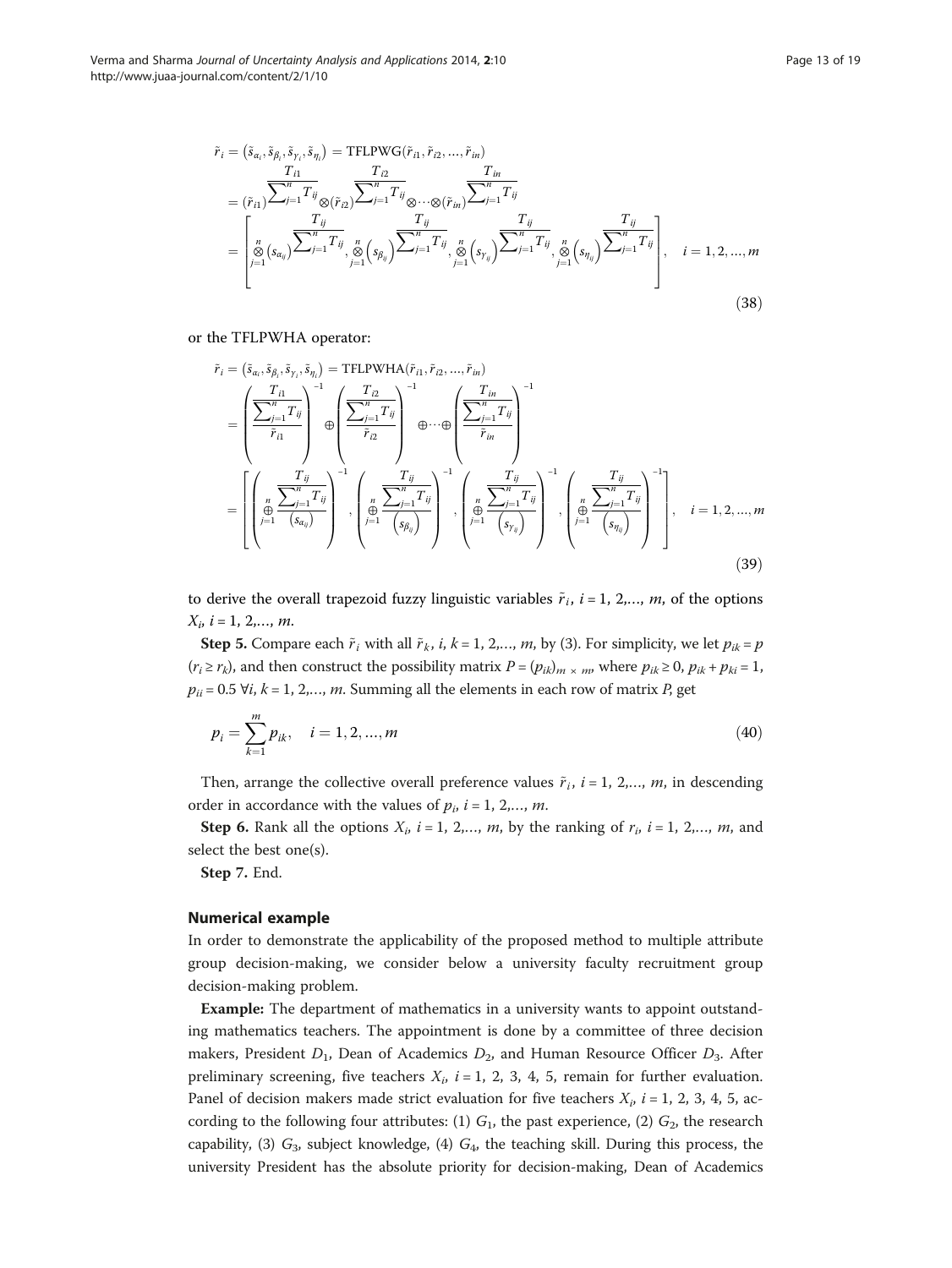$$\tilde{r}_i = (\tilde{s}_{\alpha_i}, \tilde{s}_{\beta_i}, \tilde{s}_{\gamma_i}, \tilde{s}_{\eta_i}) = \text{TFLPWG}(\tilde{r}_{i1}, \tilde{r}_{i2}, ..., \tilde{r}_{in})$$
$$= (\tilde{r}_{i1})^{\frac{T_{i1}}{\sum_{j=1}^{n} T_{ij}}} \otimes (\tilde{r}_{i2})^{\frac{T_{i2}}{\sum_{j=1}^{n} T_{ij}}} \otimes \cdots \otimes (\tilde{r}_{in})^{\frac{T_{in}}{\sum_{j=1}^{n} T_{ij}}}$$
$$= \left[ \mathop{\otimes}_{j=1}^{n} (s_{\alpha_{ij}})^{\frac{T_{ij}}{\sum_{j=1}^{n} T_{ij}}}, \mathop{\otimes}_{j=1}^{n} (s_{\beta_{ij}})^{\frac{T_{ij}}{\sum_{j=1}^{n} T_{ij}}}, \mathop{\otimes}_{j=1}^{n} (s_{\gamma_{ij}})^{\frac{T_{ij}}{\sum_{j=1}^{n} T_{ij}}}, \mathop{\otimes}_{j=1}^{n} (s_{\eta_{ij}})^{\frac{T_{ij}}{\sum_{j=1}^{n} T_{ij}}} \right], \quad i = 1, 2, ..., m \tag{38}$$

or the TFLPWHA operator:

$$\tilde{r}_i = (\tilde{s}_{\alpha_i}, \tilde{s}_{\beta_i}, \tilde{s}_{\gamma_i}, \tilde{s}_{\eta_i}) = \text{TFLPWHA}(\tilde{r}_{i1}, \tilde{r}_{i2}, ..., \tilde{r}_{in})$$
$$= \left( \frac{\frac{T_{i1}}{\sum_{j=1}^{n} T_{ij}}}{\tilde{r}_{i1}} \right)^{-1} \oplus \left( \frac{\frac{T_{i2}}{\sum_{j=1}^{n} T_{ij}}}{\tilde{r}_{i2}} \right)^{-1} \oplus \cdots \oplus \left( \frac{\frac{T_{in}}{\sum_{j=1}^{n} T_{ij}}}{\tilde{r}_{in}} \right)^{-1}$$
$$= \left[ \left( \mathop{\oplus}_{j=1}^{n} \frac{\frac{T_{ij}}{\sum_{j=1}^{n} T_{ij}}}{(s_{\alpha_{ij}})} \right)^{-1}, \left( \mathop{\oplus}_{j=1}^{n} \frac{\frac{T_{ij}}{\sum_{j=1}^{n} T_{ij}}}{(s_{\beta_{ij}})} \right)^{-1}, \left( \mathop{\oplus}_{j=1}^{n} \frac{\frac{T_{ij}}{\sum_{j=1}^{n} T_{ij}}}{(s_{\gamma_{ij}})} \right)^{-1}, \left( \mathop{\oplus}_{j=1}^{n} \frac{\frac{T_{ij}}{\sum_{j=1}^{n} T_{ij}}}{(s_{\eta_{ij}})} \right)^{-1} \right], \quad i = 1, 2, ..., m \tag{39}$$

to derive the overall trapezoid fuzzy linguistic variables $\tilde{r}_i$, $i = 1, 2,..., m$, of the options $X_i$, $i = 1, 2,..., m$.

**Step 5.** Compare each $\tilde{r}_i$ with all $\tilde{r}_k$, $i, k = 1, 2,..., m$, by (3). For simplicity, we let $p_{ik} = p$ $(r_i \geq r_k)$, and then construct the possibility matrix $P = (p_{ik})_{m \times m}$, where $p_{ik} \geq 0$, $p_{ik} + p_{ki} = 1$, $p_{ii} = 0.5$ $\forall i, k = 1, 2,..., m$. Summing all the elements in each row of matrix $P$, get

$$p_i = \sum_{k=1}^{m} p_{ik}, \quad i = 1, 2, ..., m \tag{40}$$

Then, arrange the collective overall preference values $\tilde{r}_i$, $i = 1, 2,..., m$, in descending order in accordance with the values of $p_i$, $i = 1, 2,..., m$.

**Step 6.** Rank all the options $X_i$, $i = 1, 2,..., m$, by the ranking of $r_i$, $i = 1, 2,..., m$, and select the best one(s).

**Step 7.** End.

### Numerical example

In order to demonstrate the applicability of the proposed method to multiple attribute group decision-making, we consider below a university faculty recruitment group decision-making problem.

**Example:** The department of mathematics in a university wants to appoint outstanding mathematics teachers. The appointment is done by a committee of three decision makers, President $D_1$, Dean of Academics $D_2$, and Human Resource Officer $D_3$. After preliminary screening, five teachers $X_i$, $i = 1, 2, 3, 4, 5$, remain for further evaluation. Panel of decision makers made strict evaluation for five teachers $X_i$, $i = 1, 2, 3, 4, 5$, according to the following four attributes: (1) $G_1$, the past experience, (2) $G_2$, the research capability, (3) $G_3$, subject knowledge, (4) $G_4$, the teaching skill. During this process, the university President has the absolute priority for decision-making, Dean of Academics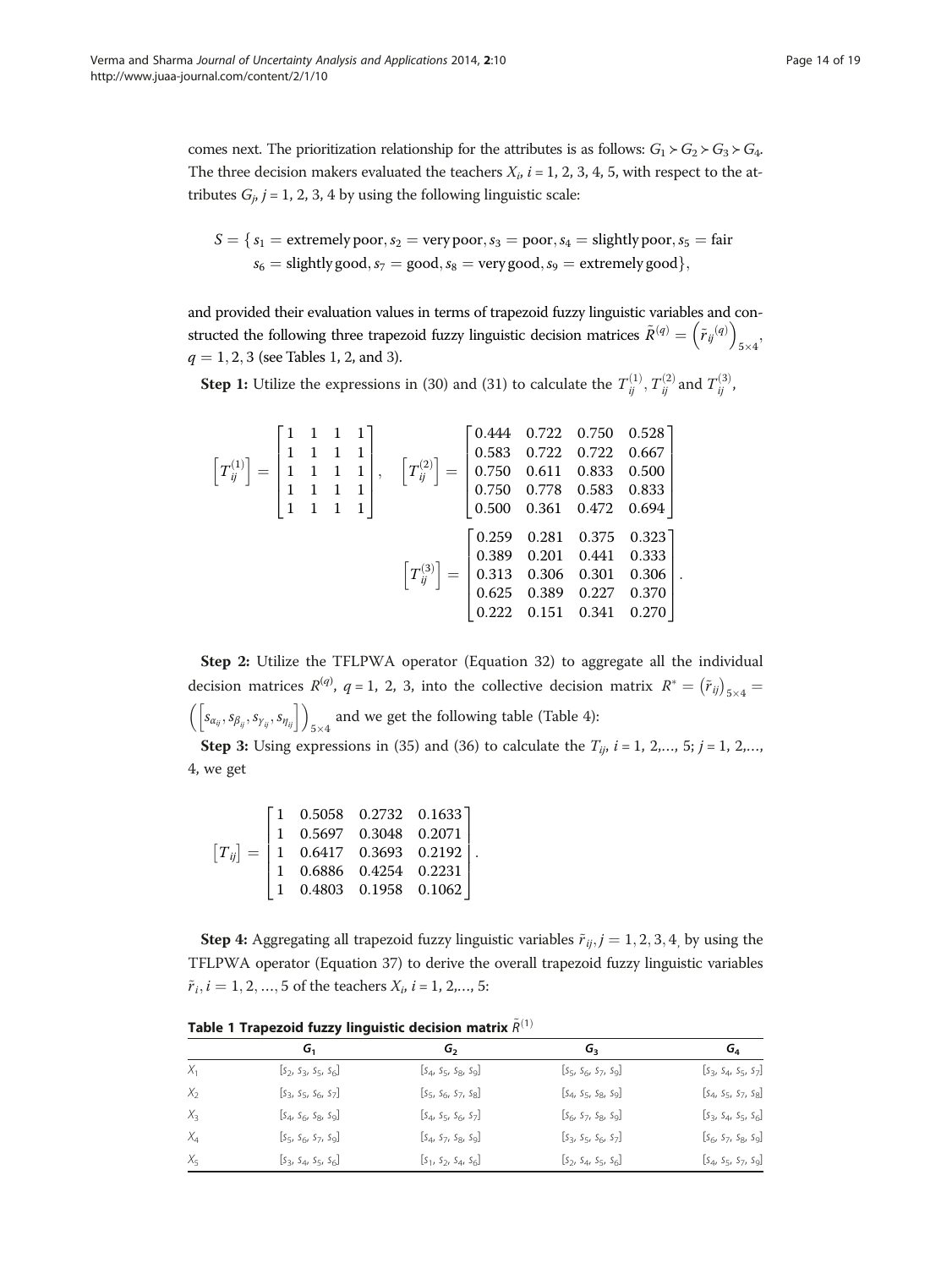comes next. The prioritization relationship for the attributes is as follows: $G_1 \succ G_2 \succ G_3 \succ G_4$. The three decision makers evaluated the teachers $X_i$, $i = 1, 2, 3, 4, 5$, with respect to the attributes $G_j$, $j = 1, 2, 3, 4$ by using the following linguistic scale:

$$S = \{ s_1 = \text{extremely poor}, s_2 = \text{very poor}, s_3 = \text{poor}, s_4 = \text{slightly poor}, s_5 = \text{fair}$$
$$s_6 = \text{slightly good}, s_7 = \text{good}, s_8 = \text{very good}, s_9 = \text{extremely good}\},$$

and provided their evaluation values in terms of trapezoid fuzzy linguistic variables and constructed the following three trapezoid fuzzy linguistic decision matrices $\tilde{R}^{(q)} = \left(\tilde{r}_{ij}{}^{(q)}\right)_{5\times 4}$, $q = 1, 2, 3$ (see Tables 1, 2, and 3).

**Step 1:** Utilize the expressions in (30) and (31) to calculate the $T_{ij}^{(1)}, T_{ij}^{(2)}$ and $T_{ij}^{(3)}$,

$$\left[T_{ij}^{(1)}\right] = \begin{bmatrix} 1 & 1 & 1 & 1 \\ 1 & 1 & 1 & 1 \\ 1 & 1 & 1 & 1 \\ 1 & 1 & 1 & 1 \\ 1 & 1 & 1 & 1 \end{bmatrix}, \quad \left[T_{ij}^{(2)}\right] = \begin{bmatrix} 0.444 & 0.722 & 0.750 & 0.528 \\ 0.583 & 0.722 & 0.722 & 0.667 \\ 0.750 & 0.611 & 0.833 & 0.500 \\ 0.750 & 0.778 & 0.583 & 0.833 \\ 0.500 & 0.361 & 0.472 & 0.694 \end{bmatrix}$$

$$\left[T_{ij}^{(3)}\right] = \begin{bmatrix} 0.259 & 0.281 & 0.375 & 0.323 \\ 0.389 & 0.201 & 0.441 & 0.333 \\ 0.313 & 0.306 & 0.301 & 0.306 \\ 0.625 & 0.389 & 0.227 & 0.370 \\ 0.222 & 0.151 & 0.341 & 0.270 \end{bmatrix}.$$

**Step 2:** Utilize the TFLPWA operator (Equation 32) to aggregate all the individual decision matrices $R^{(q)}$, $q = 1, 2, 3$, into the collective decision matrix $R^* = \left(\tilde{r}_{ij}\right)_{5\times 4} = \left(\left[s_{\alpha_{ij}}, s_{\beta_{ij}}, s_{\gamma_{ij}}, s_{\eta_{ij}}\right]\right)_{5\times 4}$ and we get the following table (Table 4):

**Step 3:** Using expressions in (35) and (36) to calculate the $T_{ij}$, $i = 1, 2,\ldots, 5$; $j = 1, 2,\ldots, 4$, we get

$$\left[T_{ij}\right] = \begin{bmatrix} 1 & 0.5058 & 0.2732 & 0.1633 \\ 1 & 0.5697 & 0.3048 & 0.2071 \\ 1 & 0.6417 & 0.3693 & 0.2192 \\ 1 & 0.6886 & 0.4254 & 0.2231 \\ 1 & 0.4803 & 0.1958 & 0.1062 \end{bmatrix}.$$

**Step 4:** Aggregating all trapezoid fuzzy linguistic variables $\tilde{r}_{ij}, j = 1, 2, 3, 4,$ by using the TFLPWA operator (Equation 37) to derive the overall trapezoid fuzzy linguistic variables $\tilde{r}_i, i = 1, 2, \ldots, 5$ of the teachers $X_i$, $i = 1, 2,\ldots, 5$:

**Table 1 Trapezoid fuzzy linguistic decision matrix $\tilde{R}^{(1)}$**

| | $G_1$ | $G_2$ | $G_3$ | $G_4$ |
|---|---|---|---|---|
| $X_1$ | $[s_2, s_3, s_5, s_6]$ | $[s_4, s_5, s_8, s_9]$ | $[s_5, s_6, s_7, s_9]$ | $[s_3, s_4, s_5, s_7]$ |
| $X_2$ | $[s_3, s_5, s_6, s_7]$ | $[s_5, s_6, s_7, s_8]$ | $[s_4, s_5, s_8, s_9]$ | $[s_4, s_5, s_7, s_8]$ |
| $X_3$ | $[s_4, s_6, s_8, s_9]$ | $[s_4, s_5, s_6, s_7]$ | $[s_6, s_7, s_8, s_9]$ | $[s_3, s_4, s_5, s_6]$ |
| $X_4$ | $[s_5, s_6, s_7, s_9]$ | $[s_4, s_7, s_8, s_9]$ | $[s_3, s_5, s_6, s_7]$ | $[s_6, s_7, s_8, s_9]$ |
| $X_5$ | $[s_3, s_4, s_5, s_6]$ | $[s_1, s_2, s_4, s_6]$ | $[s_2, s_4, s_5, s_6]$ | $[s_4, s_5, s_7, s_9]$ |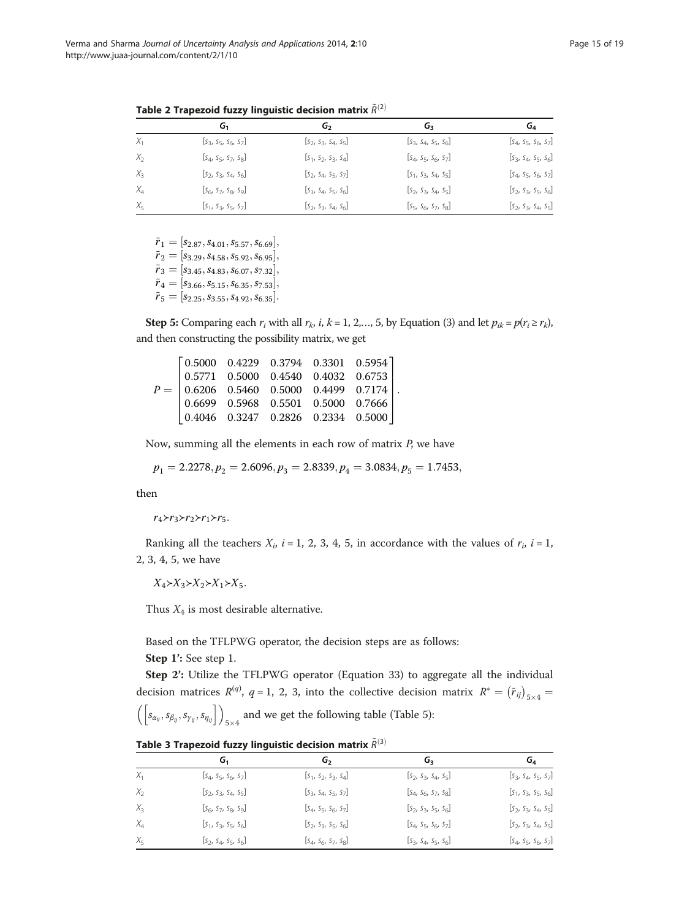**Table 2 Trapezoid fuzzy linguistic decision matrix $\tilde{R}^{(2)}$**

| | $G_1$ | $G_2$ | $G_3$ | $G_4$ |
|---|---|---|---|---|
| $X_1$ | $[s_3, s_5, s_6, s_7]$ | $[s_2, s_3, s_4, s_5]$ | $[s_3, s_4, s_5, s_6]$ | $[s_4, s_5, s_6, s_7]$ |
| $X_2$ | $[s_4, s_5, s_7, s_8]$ | $[s_1, s_2, s_3, s_4]$ | $[s_4, s_5, s_6, s_7]$ | $[s_3, s_4, s_5, s_6]$ |
| $X_3$ | $[s_2, s_3, s_4, s_6]$ | $[s_2, s_4, s_5, s_7]$ | $[s_1, s_3, s_4, s_5]$ | $[s_4, s_5, s_6, s_7]$ |
| $X_4$ | $[s_6, s_7, s_8, s_9]$ | $[s_3, s_4, s_5, s_6]$ | $[s_2, s_3, s_4, s_5]$ | $[s_2, s_3, s_5, s_6]$ |
| $X_5$ | $[s_1, s_3, s_5, s_7]$ | $[s_2, s_3, s_4, s_6]$ | $[s_5, s_6, s_7, s_8]$ | $[s_2, s_3, s_4, s_5]$ |

$$
\begin{aligned}
\tilde{r}_1 &= [s_{2.87}, s_{4.01}, s_{5.57}, s_{6.69}],\\
\tilde{r}_2 &= [s_{3.29}, s_{4.58}, s_{5.92}, s_{6.95}],\\
\tilde{r}_3 &= [s_{3.45}, s_{4.83}, s_{6.07}, s_{7.32}],\\
\tilde{r}_4 &= [s_{3.66}, s_{5.15}, s_{6.35}, s_{7.53}],\\
\tilde{r}_5 &= [s_{2.25}, s_{3.55}, s_{4.92}, s_{6.35}].
\end{aligned}
$$

**Step 5:** Comparing each $r_i$ with all $r_k$, $i, k = 1, 2, \ldots, 5$, by Equation (3) and let $p_{ik} = p(r_i \geq r_k)$, and then constructing the possibility matrix, we get

$$
P = \begin{bmatrix}
0.5000 & 0.4229 & 0.3794 & 0.3301 & 0.5954\\
0.5771 & 0.5000 & 0.4540 & 0.4032 & 0.6753\\
0.6206 & 0.5460 & 0.5000 & 0.4499 & 0.7174\\
0.6699 & 0.5968 & 0.5501 & 0.5000 & 0.7666\\
0.4046 & 0.3247 & 0.2826 & 0.2334 & 0.5000
\end{bmatrix}.
$$

Now, summing all the elements in each row of matrix $P$, we have

$$p_1 = 2.2278, p_2 = 2.6096, p_3 = 2.8339, p_4 = 3.0834, p_5 = 1.7453,$$

then

$$r_4 \succ r_3 \succ r_2 \succ r_1 \succ r_5.$$

Ranking all the teachers $X_i$, $i = 1, 2, 3, 4, 5$, in accordance with the values of $r_i$, $i = 1, 2, 3, 4, 5$, we have

$$X_4 \succ X_3 \succ X_2 \succ X_1 \succ X_5.$$

Thus $X_4$ is most desirable alternative.

Based on the TFLPWG operator, the decision steps are as follows:

**Step 1':** See step 1.

**Step 2':** Utilize the TFLPWG operator (Equation 33) to aggregate all the individual decision matrices $R^{(q)}$, $q = 1, 2, 3$, into the collective decision matrix $R^* = (\tilde{r}_{ij})_{5\times 4} = \left(\left[s_{\alpha_{ij}}, s_{\beta_{ij}}, s_{\gamma_{ij}}, s_{\eta_{ij}}\right]\right)_{5\times 4}$ and we get the following table (Table 5):

**Table 3 Trapezoid fuzzy linguistic decision matrix $\tilde{R}^{(3)}$**

| | $G_1$ | $G_2$ | $G_3$ | $G_4$ |
|---|---|---|---|---|
| $X_1$ | $[s_4, s_5, s_6, s_7]$ | $[s_1, s_2, s_3, s_4]$ | $[s_2, s_3, s_4, s_5]$ | $[s_3, s_4, s_5, s_7]$ |
| $X_2$ | $[s_2, s_3, s_4, s_5]$ | $[s_3, s_4, s_5, s_7]$ | $[s_4, s_6, s_7, s_8]$ | $[s_1, s_3, s_5, s_6]$ |
| $X_3$ | $[s_6, s_7, s_8, s_9]$ | $[s_4, s_5, s_6, s_7]$ | $[s_2, s_3, s_5, s_6]$ | $[s_2, s_3, s_4, s_5]$ |
| $X_4$ | $[s_1, s_3, s_5, s_6]$ | $[s_2, s_3, s_5, s_6]$ | $[s_4, s_5, s_6, s_7]$ | $[s_2, s_3, s_4, s_5]$ |
| $X_5$ | $[s_2, s_4, s_5, s_6]$ | $[s_4, s_6, s_7, s_8]$ | $[s_3, s_4, s_5, s_6]$ | $[s_4, s_5, s_6, s_7]$ |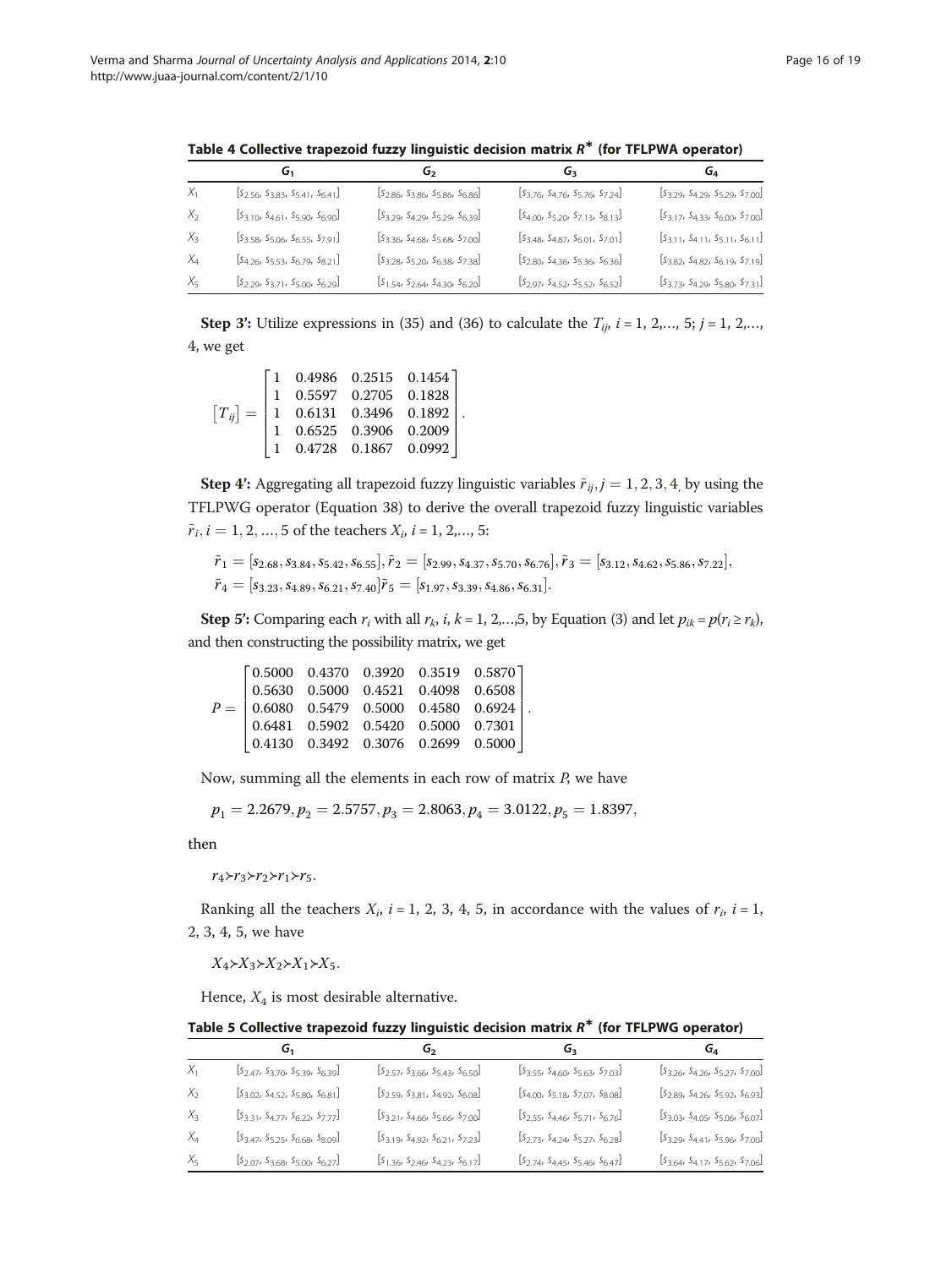**Table 4 Collective trapezoid fuzzy linguistic decision matrix $R^*$ (for TFLPWA operator)**

| | $G_1$ | $G_2$ | $G_3$ | $G_4$ |
|---|---|---|---|---|
| $X_1$ | $[s_{2.56}, s_{3.83}, s_{5.41}, s_{6.41}]$ | $[s_{2.86}, s_{3.86}, s_{5.86}, s_{6.86}]$ | $[s_{3.76}, s_{4.76}, s_{5.76}, s_{7.24}]$ | $[s_{3.29}, s_{4.29}, s_{5.29}, s_{7.00}]$ |
| $X_2$ | $[s_{3.10}, s_{4.61}, s_{5.90}, s_{6.90}]$ | $[s_{3.29}, s_{4.29}, s_{5.29}, s_{6.39}]$ | $[s_{4.00}, s_{5.20}, s_{7.13}, s_{8.13}]$ | $[s_{3.17}, s_{4.33}, s_{6.00}, s_{7.00}]$ |
| $X_3$ | $[s_{3.58}, s_{5.06}, s_{6.55}, s_{7.91}]$ | $[s_{3.36}, s_{4.68}, s_{5.68}, s_{7.00}]$ | $[s_{3.48}, s_{4.87}, s_{6.01}, s_{7.01}]$ | $[s_{3.11}, s_{4.11}, s_{5.11}, s_{6.11}]$ |
| $X_4$ | $[s_{4.26}, s_{5.53}, s_{6.79}, s_{8.21}]$ | $[s_{3.28}, s_{5.20}, s_{6.38}, s_{7.38}]$ | $[s_{2.80}, s_{4.36}, s_{5.36}, s_{6.36}]$ | $[s_{3.82}, s_{4.82}, s_{6.19}, s_{7.19}]$ |
| $X_5$ | $[s_{2.29}, s_{3.71}, s_{5.00}, s_{6.29}]$ | $[s_{1.54}, s_{2.64}, s_{4.30}, s_{6.20}]$ | $[s_{2.97}, s_{4.52}, s_{5.52}, s_{6.52}]$ | $[s_{3.73}, s_{4.29}, s_{5.80}, s_{7.31}]$ |

**Step 3':** Utilize expressions in (35) and (36) to calculate the $T_{ij}$, $i = 1, 2,..., 5$; $j = 1, 2,..., 4$, we get

$$[T_{ij}] = \begin{bmatrix} 1 & 0.4986 & 0.2515 & 0.1454 \\ 1 & 0.5597 & 0.2705 & 0.1828 \\ 1 & 0.6131 & 0.3496 & 0.1892 \\ 1 & 0.6525 & 0.3906 & 0.2009 \\ 1 & 0.4728 & 0.1867 & 0.0992 \end{bmatrix}.$$

**Step 4':** Aggregating all trapezoid fuzzy linguistic variables $\tilde{r}_{ij}, j = 1, 2, 3, 4$, by using the TFLPWG operator (Equation 38) to derive the overall trapezoid fuzzy linguistic variables $\tilde{r}_i, i = 1, 2, ..., 5$ of the teachers $X_i$, $i = 1, 2,..., 5$:

$$\tilde{r}_1 = [s_{2.68}, s_{3.84}, s_{5.42}, s_{6.55}], \tilde{r}_2 = [s_{2.99}, s_{4.37}, s_{5.70}, s_{6.76}], \tilde{r}_3 = [s_{3.12}, s_{4.62}, s_{5.86}, s_{7.22}],$$
$$\tilde{r}_4 = [s_{3.23}, s_{4.89}, s_{6.21}, s_{7.40}]\tilde{r}_5 = [s_{1.97}, s_{3.39}, s_{4.86}, s_{6.31}].$$

**Step 5':** Comparing each $r_i$ with all $r_k$, $i$, $k = 1, 2,...,5$, by Equation (3) and let $p_{ik} = p(r_i \geq r_k)$, and then constructing the possibility matrix, we get

$$P = \begin{bmatrix} 0.5000 & 0.4370 & 0.3920 & 0.3519 & 0.5870 \\ 0.5630 & 0.5000 & 0.4521 & 0.4098 & 0.6508 \\ 0.6080 & 0.5479 & 0.5000 & 0.4580 & 0.6924 \\ 0.6481 & 0.5902 & 0.5420 & 0.5000 & 0.7301 \\ 0.4130 & 0.3492 & 0.3076 & 0.2699 & 0.5000 \end{bmatrix}.$$

Now, summing all the elements in each row of matrix $P$, we have

$$p_1 = 2.2679, p_2 = 2.5757, p_3 = 2.8063, p_4 = 3.0122, p_5 = 1.8397,$$

then

$$r_4 \succ r_3 \succ r_2 \succ r_1 \succ r_5.$$

Ranking all the teachers $X_i$, $i = 1, 2, 3, 4, 5$, in accordance with the values of $r_i$, $i = 1, 2, 3, 4, 5$, we have

$$X_4 \succ X_3 \succ X_2 \succ X_1 \succ X_5.$$

Hence, $X_4$ is most desirable alternative.

**Table 5 Collective trapezoid fuzzy linguistic decision matrix $R^*$ (for TFLPWG operator)**

| | $G_1$ | $G_2$ | $G_3$ | $G_4$ |
|---|---|---|---|---|
| $X_1$ | $[s_{2.47}, s_{3.70}, s_{5.39}, s_{6.39}]$ | $[s_{2.57}, s_{3.66}, s_{5.43}, s_{6.50}]$ | $[s_{3.55}, s_{4.60}, s_{5.63}, s_{7.03}]$ | $[s_{3.26}, s_{4.26}, s_{5.27}, s_{7.00}]$ |
| $X_2$ | $[s_{3.02}, s_{4.52}, s_{5.80}, s_{6.81}]$ | $[s_{2.59}, s_{3.81}, s_{4.92}, s_{6.08}]$ | $[s_{4.00}, s_{5.18}, s_{7.07}, s_{8.08}]$ | $[s_{2.89}, s_{4.26}, s_{5.92}, s_{6.93}]$ |
| $X_3$ | $[s_{3.31}, s_{4.77}, s_{6.22}, s_{7.77}]$ | $[s_{3.21}, s_{4.66}, s_{5.66}, s_{7.00}]$ | $[s_{2.55}, s_{4.46}, s_{5.71}, s_{6.76}]$ | $[s_{3.03}, s_{4.05}, s_{5.06}, s_{6.07}]$ |
| $X_4$ | $[s_{3.47}, s_{5.25}, s_{6.68}, s_{8.09}]$ | $[s_{3.19}, s_{4.92}, s_{6.21}, s_{7.23}]$ | $[s_{2.73}, s_{4.24}, s_{5.27}, s_{6.28}]$ | $[s_{3.29}, s_{4.41}, s_{5.96}, s_{7.00}]$ |
| $X_5$ | $[s_{2.07}, s_{3.68}, s_{5.00}, s_{6.27}]$ | $[s_{1.36}, s_{2.46}, s_{4.23}, s_{6.17}]$ | $[s_{2.74}, s_{4.45}, s_{5.46}, s_{6.47}]$ | $[s_{3.64}, s_{4.17}, s_{5.62}, s_{7.06}]$ |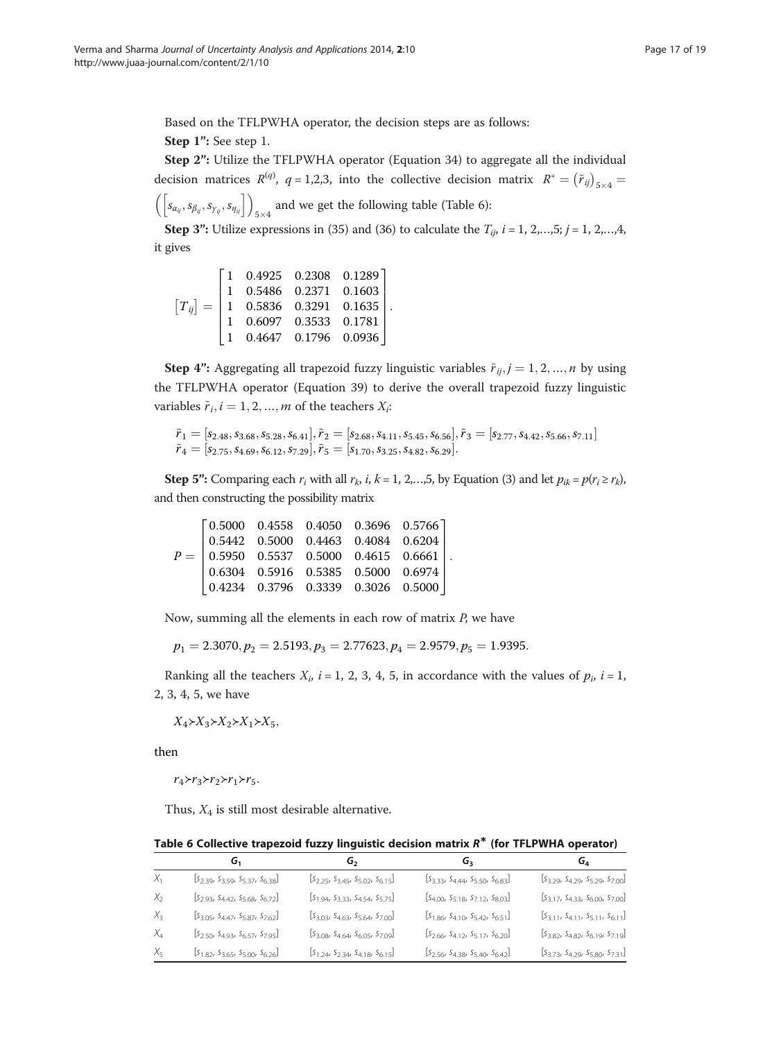Based on the TFLPWHA operator, the decision steps are as follows:

**Step 1'':** See step 1.

**Step 2'':** Utilize the TFLPWHA operator (Equation 34) to aggregate all the individual decision matrices $R^{(q)}$, $q = 1,2,3$, into the collective decision matrix $R^* = (\tilde{r}_{ij})_{5\times 4} = \left(\left[s_{\alpha_{ij}}, s_{\beta_{ij}}, s_{\gamma_{ij}}, s_{\eta_{ij}}\right]\right)_{5\times 4}$ and we get the following table (Table 6):

**Step 3'':** Utilize expressions in (35) and (36) to calculate the $T_{ij}$, $i = 1, 2,\ldots,5$; $j = 1, 2,\ldots,4$, it gives

$$[T_{ij}] = \begin{bmatrix} 1 & 0.4925 & 0.2308 & 0.1289 \\ 1 & 0.5486 & 0.2371 & 0.1603 \\ 1 & 0.5836 & 0.3291 & 0.1635 \\ 1 & 0.6097 & 0.3533 & 0.1781 \\ 1 & 0.4647 & 0.1796 & 0.0936 \end{bmatrix}.$$

**Step 4'':** Aggregating all trapezoid fuzzy linguistic variables $\tilde{r}_{ij}, j = 1, 2, \ldots, n$ by using the TFLPWHA operator (Equation 39) to derive the overall trapezoid fuzzy linguistic variables $\tilde{r}_i, i = 1, 2, \ldots, m$ of the teachers $X_i$:

$$\tilde{r}_1 = [s_{2.48}, s_{3.68}, s_{5.28}, s_{6.41}], \tilde{r}_2 = [s_{2.68}, s_{4.11}, s_{5.45}, s_{6.56}], \tilde{r}_3 = [s_{2.77}, s_{4.42}, s_{5.66}, s_{7.11}]$$
$$\tilde{r}_4 = [s_{2.75}, s_{4.69}, s_{6.12}, s_{7.29}], \tilde{r}_5 = [s_{1.70}, s_{3.25}, s_{4.82}, s_{6.29}].$$

**Step 5'':** Comparing each $r_i$ with all $r_k$, $i, k = 1, 2,\ldots,5$, by Equation (3) and let $p_{ik} = p(r_i \geq r_k)$, and then constructing the possibility matrix

$$P = \begin{bmatrix} 0.5000 & 0.4558 & 0.4050 & 0.3696 & 0.5766 \\ 0.5442 & 0.5000 & 0.4463 & 0.4084 & 0.6204 \\ 0.5950 & 0.5537 & 0.5000 & 0.4615 & 0.6661 \\ 0.6304 & 0.5916 & 0.5385 & 0.5000 & 0.6974 \\ 0.4234 & 0.3796 & 0.3339 & 0.3026 & 0.5000 \end{bmatrix}.$$

Now, summing all the elements in each row of matrix $P$, we have

$$p_1 = 2.3070, p_2 = 2.5193, p_3 = 2.77623, p_4 = 2.9579, p_5 = 1.9395.$$

Ranking all the teachers $X_i$, $i = 1, 2, 3, 4, 5$, in accordance with the values of $p_i$, $i = 1, 2, 3, 4, 5$, we have

$X_4 \succ X_3 \succ X_2 \succ X_1 \succ X_5$,

then

$r_4 \succ r_3 \succ r_2 \succ r_1 \succ r_5$.

Thus, $X_4$ is still most desirable alternative.

**Table 6 Collective trapezoid fuzzy linguistic decision matrix $R^*$ (for TFLPWHA operator)**

| | $G_1$ | $G_2$ | $G_3$ | $G_4$ |
|---|---|---|---|---|
| $X_1$ | $[s_{2.39}, s_{3.59}, s_{5.37}, s_{6.38}]$ | $[s_{2.25}, s_{3.45}, s_{5.02}, s_{6.15}]$ | $[s_{3.33}, s_{4.44}, s_{5.50}, s_{6.83}]$ | $[s_{3.29}, s_{4.29}, s_{5.29}, s_{7.00}]$ |
| $X_2$ | $[s_{2.93}, s_{4.42}, s_{5.68}, s_{6.72}]$ | $[s_{1.94}, s_{3.33}, s_{4.54}, s_{5.75}]$ | $[s_{4.00}, s_{5.18}, s_{7.12}, s_{8.03}]$ | $[s_{3.17}, s_{4.33}, s_{6.00}, s_{7.00}]$ |
| $X_3$ | $[s_{3.05}, s_{4.47}, s_{5.87}, s_{7.62}]$ | $[s_{3.03}, s_{4.63}, s_{5.64}, s_{7.00}]$ | $[s_{1.86}, s_{4.10}, s_{5.42}, s_{6.51}]$ | $[s_{3.11}, s_{4.11}, s_{5.11}, s_{6.11}]$ |
| $X_4$ | $[s_{2.50}, s_{4.93}, s_{6.57}, s_{7.95}]$ | $[s_{3.08}, s_{4.64}, s_{6.05}, s_{7.09}]$ | $[s_{2.66}, s_{4.12}, s_{5.17}, s_{6.20}]$ | $[s_{3.82}, s_{4.82}, s_{6.19}, s_{7.19}]$ |
| $X_5$ | $[s_{1.82}, s_{3.65}, s_{5.00}, s_{6.26}]$ | $[s_{1.24}, s_{2.34}, s_{4.18}, s_{6.15}]$ | $[s_{2.56}, s_{4.38}, s_{5.40}, s_{6.42}]$ | $[s_{3.73}, s_{4.29}, s_{5.80}, s_{7.31}]$ |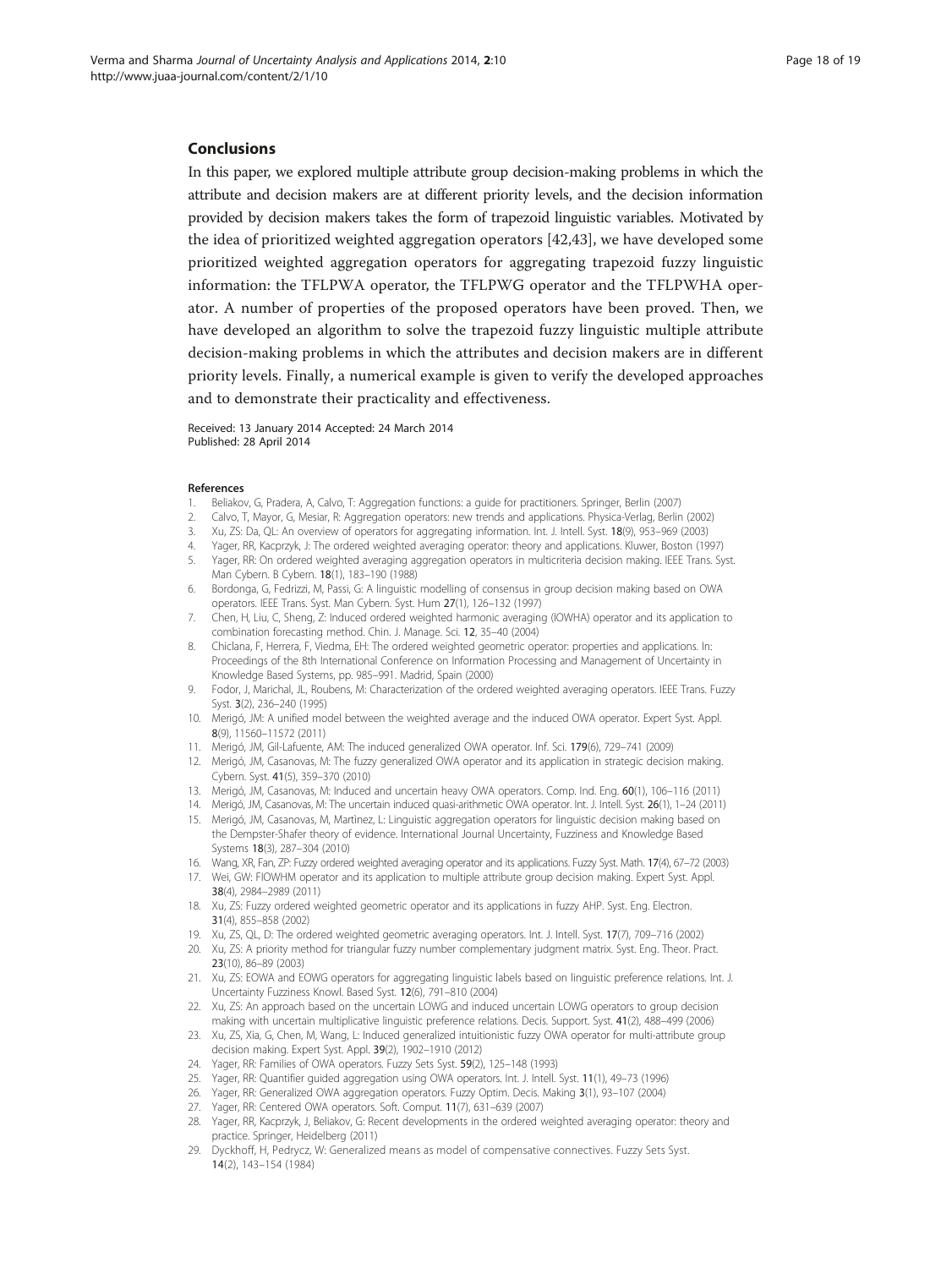## Conclusions

In this paper, we explored multiple attribute group decision-making problems in which the attribute and decision makers are at different priority levels, and the decision information provided by decision makers takes the form of trapezoid linguistic variables. Motivated by the idea of prioritized weighted aggregation operators [42,43], we have developed some prioritized weighted aggregation operators for aggregating trapezoid fuzzy linguistic information: the TFLPWA operator, the TFLPWG operator and the TFLPWHA operator. A number of properties of the proposed operators have been proved. Then, we have developed an algorithm to solve the trapezoid fuzzy linguistic multiple attribute decision-making problems in which the attributes and decision makers are in different priority levels. Finally, a numerical example is given to verify the developed approaches and to demonstrate their practicality and effectiveness.

Received: 13 January 2014 Accepted: 24 March 2014
Published: 28 April 2014

#### References

1. Beliakov, G, Pradera, A, Calvo, T: Aggregation functions: a guide for practitioners. Springer, Berlin (2007)
2. Calvo, T, Mayor, G, Mesiar, R: Aggregation operators: new trends and applications. Physica-Verlag, Berlin (2002)
3. Xu, ZS: Da, QL: An overview of operators for aggregating information. Int. J. Intell. Syst. **18**(9), 953–969 (2003)
4. Yager, RR, Kacprzyk, J: The ordered weighted averaging operator: theory and applications. Kluwer, Boston (1997)
5. Yager, RR: On ordered weighted averaging aggregation operators in multicriteria decision making. IEEE Trans. Syst. Man Cybern. B Cybern. **18**(1), 183–190 (1988)
6. Bordonga, G, Fedrizzi, M, Passi, G: A linguistic modelling of consensus in group decision making based on OWA operators. IEEE Trans. Syst. Man Cybern. Syst. Hum **27**(1), 126–132 (1997)
7. Chen, H, Liu, C, Sheng, Z: Induced ordered weighted harmonic averaging (IOWHA) operator and its application to combination forecasting method. Chin. J. Manage. Sci. **12**, 35–40 (2004)
8. Chiclana, F, Herrera, F, Viedma, EH: The ordered weighted geometric operator: properties and applications. In: Proceedings of the 8th International Conference on Information Processing and Management of Uncertainty in Knowledge Based Systems, pp. 985–991. Madrid, Spain (2000)
9. Fodor, J, Marichal, JL, Roubens, M: Characterization of the ordered weighted averaging operators. IEEE Trans. Fuzzy Syst. **3**(2), 236–240 (1995)
10. Merigó, JM: A unified model between the weighted average and the induced OWA operator. Expert Syst. Appl. **8**(9), 11560–11572 (2011)
11. Merigó, JM, Gil-Lafuente, AM: The induced generalized OWA operator. Inf. Sci. **179**(6), 729–741 (2009)
12. Merigó, JM, Casanovas, M: The fuzzy generalized OWA operator and its application in strategic decision making. Cybern. Syst. **41**(5), 359–370 (2010)
13. Merigó, JM, Casanovas, M: Induced and uncertain heavy OWA operators. Comp. Ind. Eng. **60**(1), 106–116 (2011)
14. Merigó, JM, Casanovas, M: The uncertain induced quasi-arithmetic OWA operator. Int. J. Intell. Syst. **26**(1), 1–24 (2011)
15. Merigó, JM, Casanovas, M, Martinez, L: Linguistic aggregation operators for linguistic decision making based on the Dempster-Shafer theory of evidence. International Journal Uncertainty, Fuzziness and Knowledge Based Systems **18**(3), 287–304 (2010)
16. Wang, XR, Fan, ZP: Fuzzy ordered weighted averaging operator and its applications. Fuzzy Syst. Math. **17**(4), 67–72 (2003)
17. Wei, GW: FIOWHM operator and its application to multiple attribute group decision making. Expert Syst. Appl. **38**(4), 2984–2989 (2011)
18. Xu, ZS: Fuzzy ordered weighted geometric operator and its applications in fuzzy AHP. Syst. Eng. Electron. **31**(4), 855–858 (2002)
19. Xu, ZS, QL, D: The ordered weighted geometric averaging operators. Int. J. Intell. Syst. **17**(7), 709–716 (2002)
20. Xu, ZS: A priority method for triangular fuzzy number complementary judgment matrix. Syst. Eng. Theor. Pract. **23**(10), 86–89 (2003)
21. Xu, ZS: EOWA and EOWG operators for aggregating linguistic labels based on linguistic preference relations. Int. J. Uncertainty Fuzziness Knowl. Based Syst. **12**(6), 791–810 (2004)
22. Xu, ZS: An approach based on the uncertain LOWG and induced uncertain LOWG operators to group decision making with uncertain multiplicative linguistic preference relations. Decis. Support. Syst. **41**(2), 488–499 (2006)
23. Xu, ZS, Xia, G, Chen, M, Wang, L: Induced generalized intuitionistic fuzzy OWA operator for multi-attribute group decision making. Expert Syst. Appl. **39**(2), 1902–1910 (2012)
24. Yager, RR: Families of OWA operators. Fuzzy Sets Syst. **59**(2), 125–148 (1993)
25. Yager, RR: Quantifier guided aggregation using OWA operators. Int. J. Intell. Syst. **11**(1), 49–73 (1996)
26. Yager, RR: Generalized OWA aggregation operators. Fuzzy Optim. Decis. Making **3**(1), 93–107 (2004)
27. Yager, RR: Centered OWA operators. Soft. Comput. **11**(7), 631–639 (2007)
28. Yager, RR, Kacprzyk, J, Beliakov, G: Recent developments in the ordered weighted averaging operator: theory and practice. Springer, Heidelberg (2011)
29. Dyckhoff, H, Pedrycz, W: Generalized means as model of compensative connectives. Fuzzy Sets Syst. **14**(2), 143–154 (1984)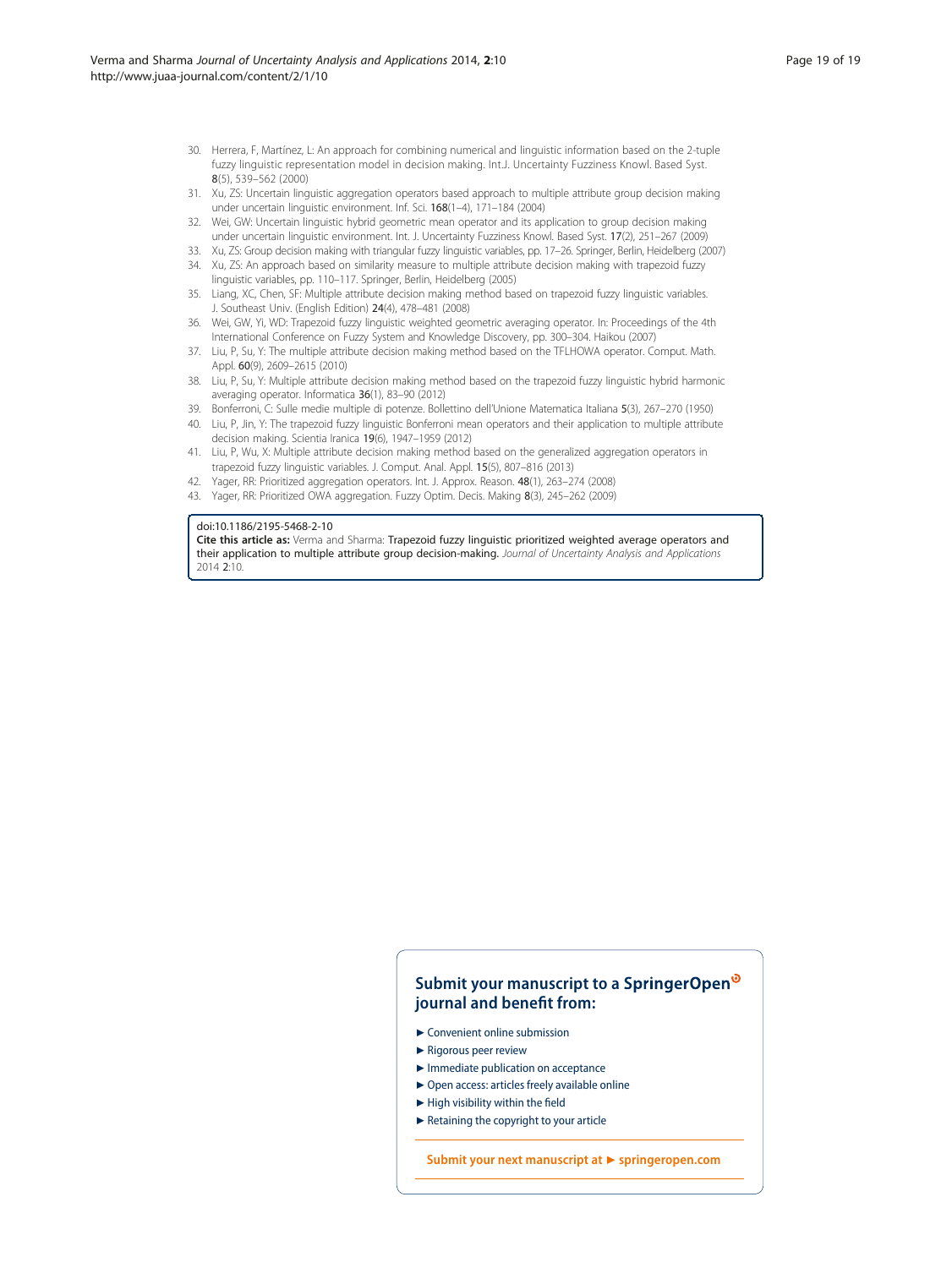30. Herrera, F, Martínez, L: An approach for combining numerical and linguistic information based on the 2-tuple fuzzy linguistic representation model in decision making. Int.J. Uncertainty Fuzziness Knowl. Based Syst. **8**(5), 539–562 (2000)
31. Xu, ZS: Uncertain linguistic aggregation operators based approach to multiple attribute group decision making under uncertain linguistic environment. Inf. Sci. **168**(1–4), 171–184 (2004)
32. Wei, GW: Uncertain linguistic hybrid geometric mean operator and its application to group decision making under uncertain linguistic environment. Int. J. Uncertainty Fuzziness Knowl. Based Syst. **17**(2), 251–267 (2009)
33. Xu, ZS: Group decision making with triangular fuzzy linguistic variables, pp. 17–26. Springer, Berlin, Heidelberg (2007)
34. Xu, ZS: An approach based on similarity measure to multiple attribute decision making with trapezoid fuzzy linguistic variables, pp. 110–117. Springer, Berlin, Heidelberg (2005)
35. Liang, XC, Chen, SF: Multiple attribute decision making method based on trapezoid fuzzy linguistic variables. J. Southeast Univ. (English Edition) **24**(4), 478–481 (2008)
36. Wei, GW, Yi, WD: Trapezoid fuzzy linguistic weighted geometric averaging operator. In: Proceedings of the 4th International Conference on Fuzzy System and Knowledge Discovery, pp. 300–304. Haikou (2007)
37. Liu, P, Su, Y: The multiple attribute decision making method based on the TFLHOWA operator. Comput. Math. Appl. **60**(9), 2609–2615 (2010)
38. Liu, P, Su, Y: Multiple attribute decision making method based on the trapezoid fuzzy linguistic hybrid harmonic averaging operator. Informatica **36**(1), 83–90 (2012)
39. Bonferroni, C: Sulle medie multiple di potenze. Bollettino dell'Unione Matematica Italiana **5**(3), 267–270 (1950)
40. Liu, P, Jin, Y: The trapezoid fuzzy linguistic Bonferroni mean operators and their application to multiple attribute decision making. Scientia Iranica **19**(6), 1947–1959 (2012)
41. Liu, P, Wu, X: Multiple attribute decision making method based on the generalized aggregation operators in trapezoid fuzzy linguistic variables. J. Comput. Anal. Appl. **15**(5), 807–816 (2013)
42. Yager, RR: Prioritized aggregation operators. Int. J. Approx. Reason. **48**(1), 263–274 (2008)
43. Yager, RR: Prioritized OWA aggregation. Fuzzy Optim. Decis. Making **8**(3), 245–262 (2009)

doi:10.1186/2195-5468-2-10

**Cite this article as:** Verma and Sharma: Trapezoid fuzzy linguistic prioritized weighted average operators and their application to multiple attribute group decision-making. *Journal of Uncertainty Analysis and Applications* 2014 **2**:10.

**Submit your manuscript to a SpringerOpen journal and benefit from:**

- ► Convenient online submission
- ► Rigorous peer review
- ► Immediate publication on acceptance
- ► Open access: articles freely available online
- ► High visibility within the field
- ► Retaining the copyright to your article

**Submit your next manuscript at ► springeropen.com**